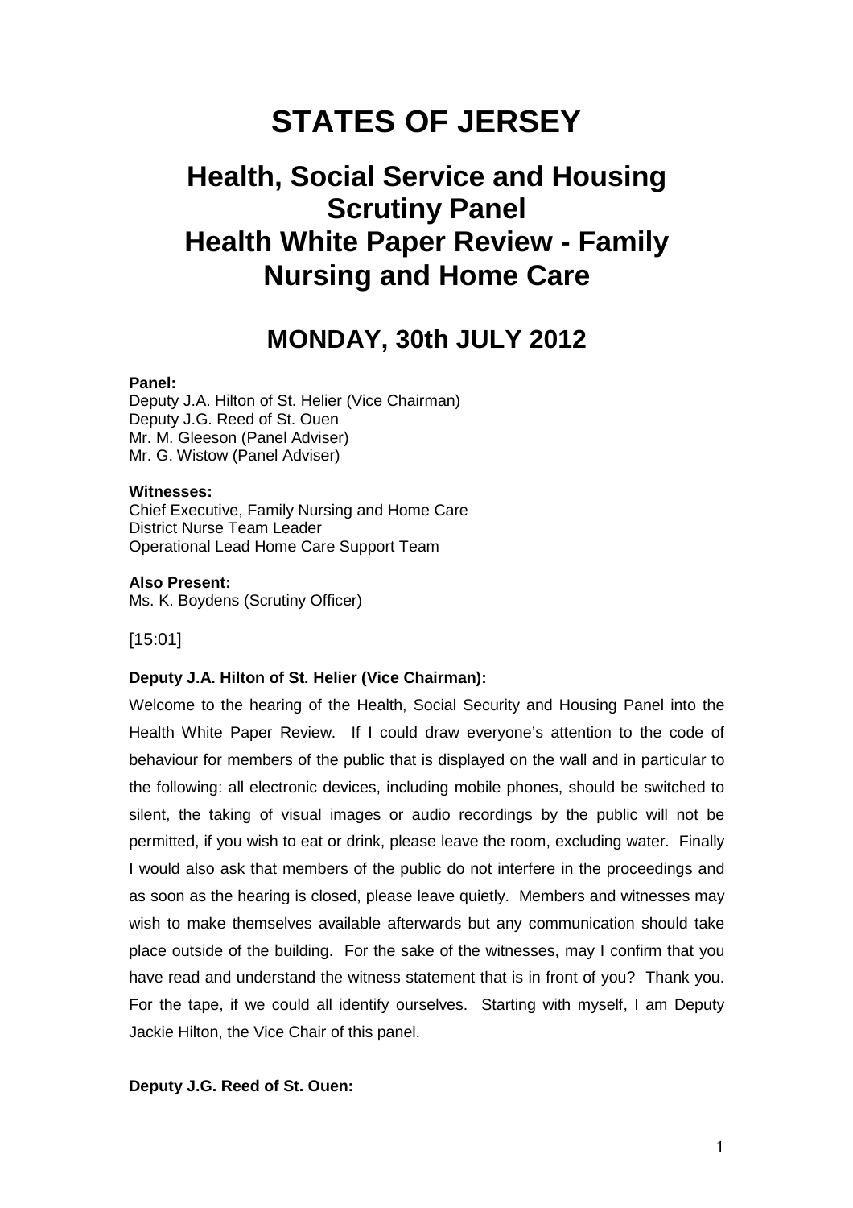# STATES OF JERSEY

## Health, Social Service and Housing Scrutiny Panel
## Health White Paper Review - Family Nursing and Home Care

## MONDAY, 30th JULY 2012

**Panel:**
Deputy J.A. Hilton of St. Helier (Vice Chairman)
Deputy J.G. Reed of St. Ouen
Mr. M. Gleeson (Panel Adviser)
Mr. G. Wistow (Panel Adviser)

**Witnesses:**
Chief Executive, Family Nursing and Home Care
District Nurse Team Leader
Operational Lead Home Care Support Team

**Also Present:**
Ms. K. Boydens (Scrutiny Officer)

[15:01]

**Deputy J.A. Hilton of St. Helier (Vice Chairman):**

Welcome to the hearing of the Health, Social Security and Housing Panel into the Health White Paper Review. If I could draw everyone's attention to the code of behaviour for members of the public that is displayed on the wall and in particular to the following: all electronic devices, including mobile phones, should be switched to silent, the taking of visual images or audio recordings by the public will not be permitted, if you wish to eat or drink, please leave the room, excluding water. Finally I would also ask that members of the public do not interfere in the proceedings and as soon as the hearing is closed, please leave quietly. Members and witnesses may wish to make themselves available afterwards but any communication should take place outside of the building. For the sake of the witnesses, may I confirm that you have read and understand the witness statement that is in front of you? Thank you. For the tape, if we could all identify ourselves. Starting with myself, I am Deputy Jackie Hilton, the Vice Chair of this panel.

**Deputy J.G. Reed of St. Ouen:**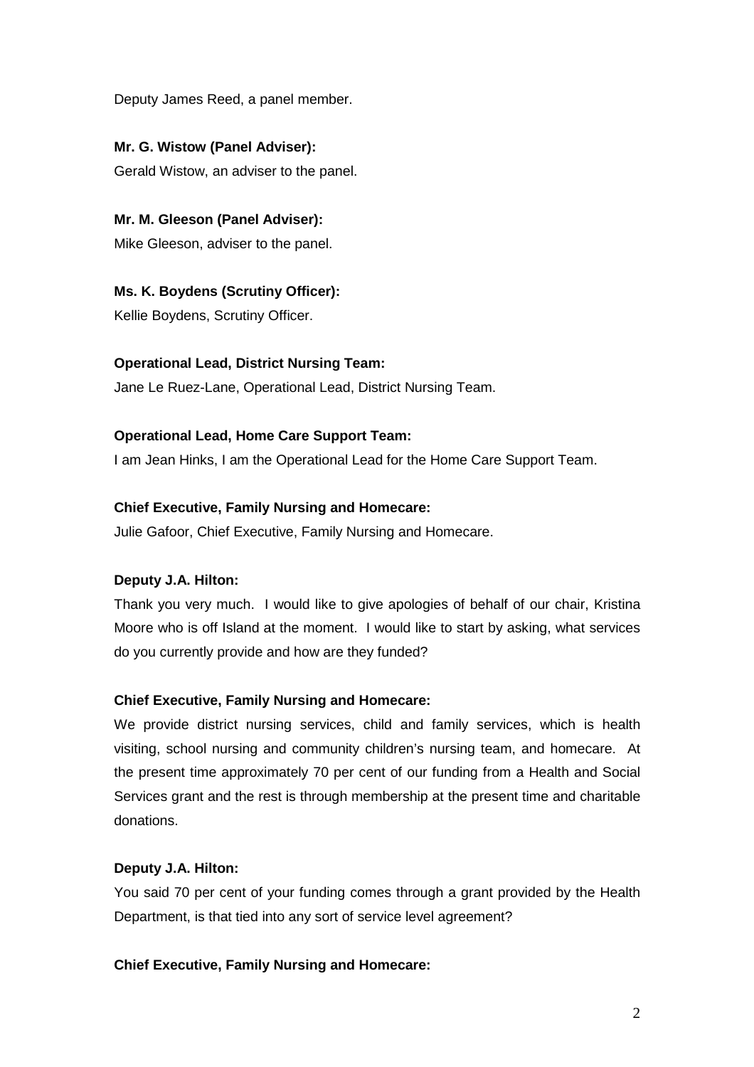Deputy James Reed, a panel member.

**Mr. G. Wistow (Panel Adviser):**

Gerald Wistow, an adviser to the panel.

**Mr. M. Gleeson (Panel Adviser):**

Mike Gleeson, adviser to the panel.

**Ms. K. Boydens (Scrutiny Officer):**

Kellie Boydens, Scrutiny Officer.

**Operational Lead, District Nursing Team:**

Jane Le Ruez-Lane, Operational Lead, District Nursing Team.

**Operational Lead, Home Care Support Team:**

I am Jean Hinks, I am the Operational Lead for the Home Care Support Team.

**Chief Executive, Family Nursing and Homecare:**

Julie Gafoor, Chief Executive, Family Nursing and Homecare.

**Deputy J.A. Hilton:**

Thank you very much. I would like to give apologies of behalf of our chair, Kristina Moore who is off Island at the moment. I would like to start by asking, what services do you currently provide and how are they funded?

**Chief Executive, Family Nursing and Homecare:**

We provide district nursing services, child and family services, which is health visiting, school nursing and community children's nursing team, and homecare. At the present time approximately 70 per cent of our funding from a Health and Social Services grant and the rest is through membership at the present time and charitable donations.

**Deputy J.A. Hilton:**

You said 70 per cent of your funding comes through a grant provided by the Health Department, is that tied into any sort of service level agreement?

**Chief Executive, Family Nursing and Homecare:**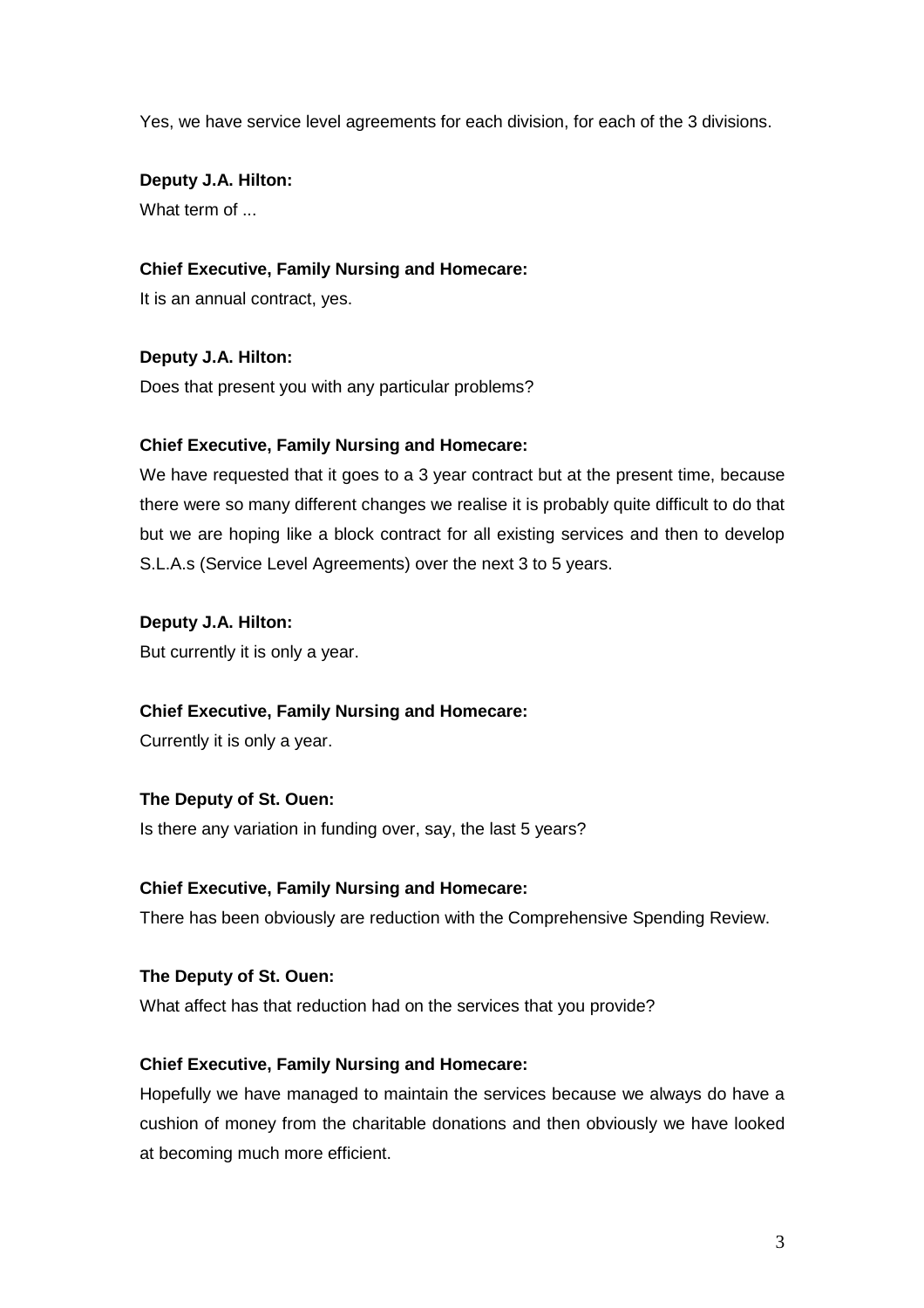Yes, we have service level agreements for each division, for each of the 3 divisions.

**Deputy J.A. Hilton:**

What term of ...

**Chief Executive, Family Nursing and Homecare:**

It is an annual contract, yes.

**Deputy J.A. Hilton:**

Does that present you with any particular problems?

**Chief Executive, Family Nursing and Homecare:**

We have requested that it goes to a 3 year contract but at the present time, because there were so many different changes we realise it is probably quite difficult to do that but we are hoping like a block contract for all existing services and then to develop S.L.A.s (Service Level Agreements) over the next 3 to 5 years.

**Deputy J.A. Hilton:**

But currently it is only a year.

**Chief Executive, Family Nursing and Homecare:**

Currently it is only a year.

**The Deputy of St. Ouen:**

Is there any variation in funding over, say, the last 5 years?

**Chief Executive, Family Nursing and Homecare:**

There has been obviously are reduction with the Comprehensive Spending Review.

**The Deputy of St. Ouen:**

What affect has that reduction had on the services that you provide?

**Chief Executive, Family Nursing and Homecare:**

Hopefully we have managed to maintain the services because we always do have a cushion of money from the charitable donations and then obviously we have looked at becoming much more efficient.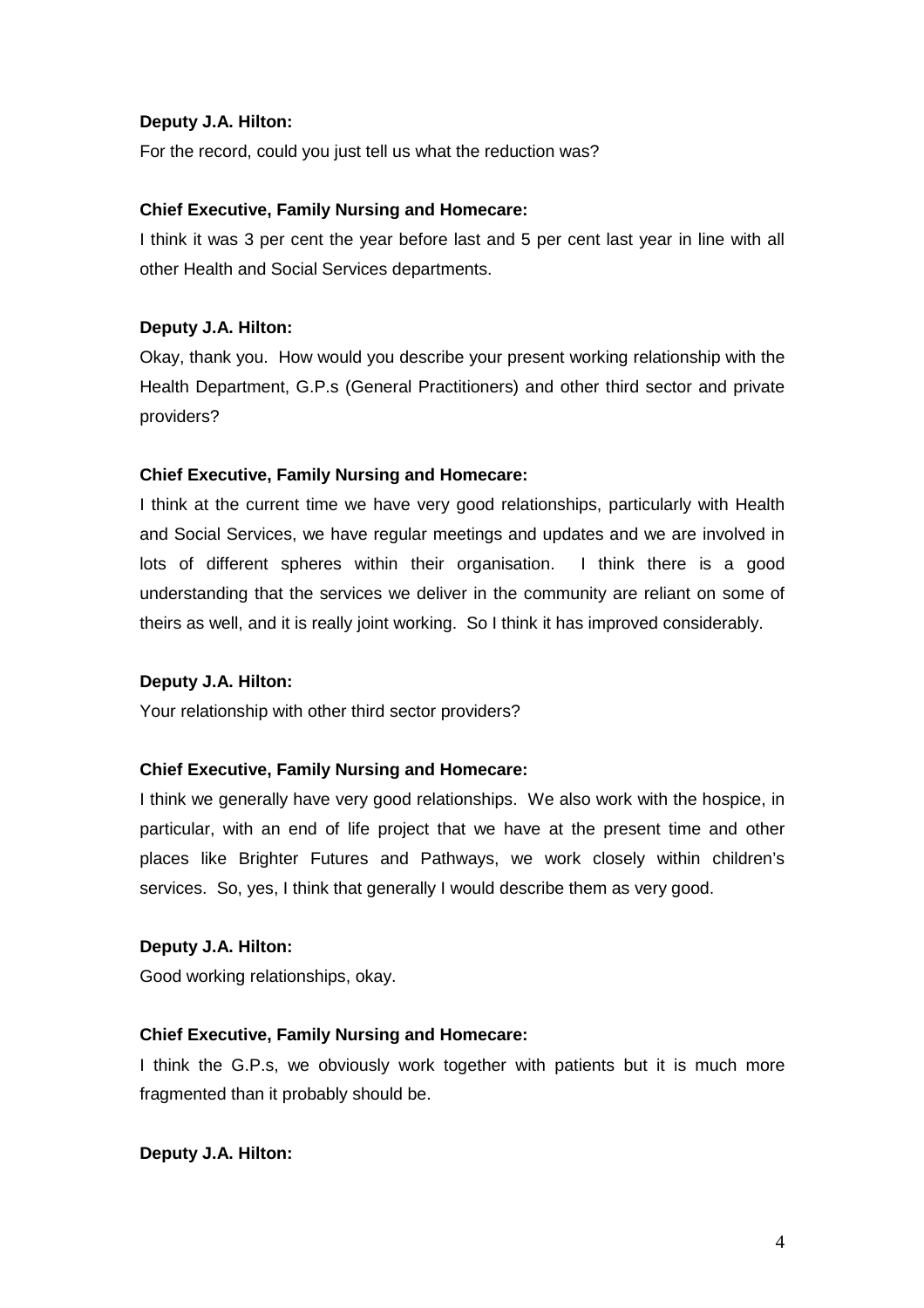**Deputy J.A. Hilton:**

For the record, could you just tell us what the reduction was?

**Chief Executive, Family Nursing and Homecare:**

I think it was 3 per cent the year before last and 5 per cent last year in line with all other Health and Social Services departments.

**Deputy J.A. Hilton:**

Okay, thank you. How would you describe your present working relationship with the Health Department, G.P.s (General Practitioners) and other third sector and private providers?

**Chief Executive, Family Nursing and Homecare:**

I think at the current time we have very good relationships, particularly with Health and Social Services, we have regular meetings and updates and we are involved in lots of different spheres within their organisation. I think there is a good understanding that the services we deliver in the community are reliant on some of theirs as well, and it is really joint working. So I think it has improved considerably.

**Deputy J.A. Hilton:**

Your relationship with other third sector providers?

**Chief Executive, Family Nursing and Homecare:**

I think we generally have very good relationships. We also work with the hospice, in particular, with an end of life project that we have at the present time and other places like Brighter Futures and Pathways, we work closely within children's services. So, yes, I think that generally I would describe them as very good.

**Deputy J.A. Hilton:**

Good working relationships, okay.

**Chief Executive, Family Nursing and Homecare:**

I think the G.P.s, we obviously work together with patients but it is much more fragmented than it probably should be.

**Deputy J.A. Hilton:**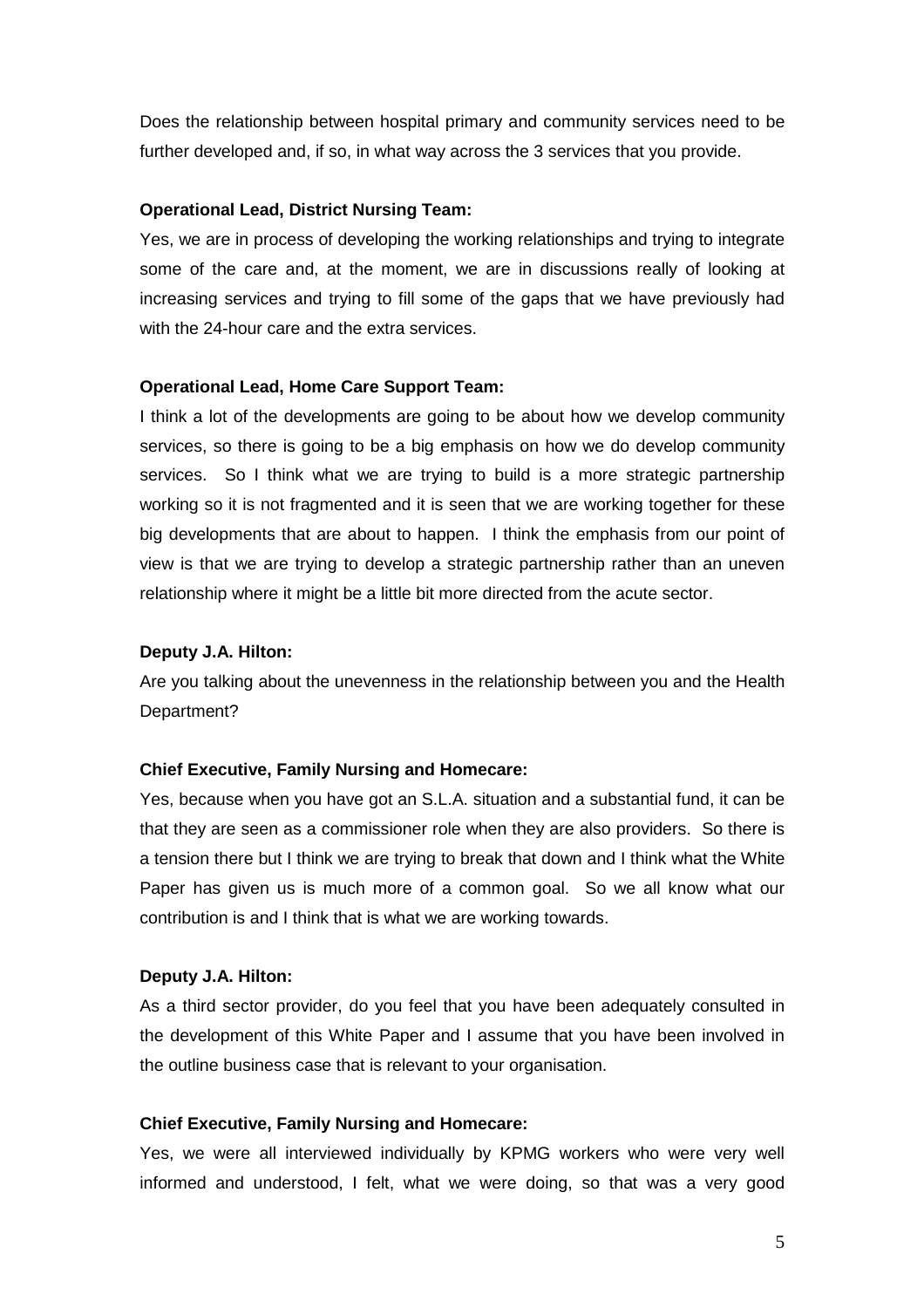Does the relationship between hospital primary and community services need to be further developed and, if so, in what way across the 3 services that you provide.

**Operational Lead, District Nursing Team:**

Yes, we are in process of developing the working relationships and trying to integrate some of the care and, at the moment, we are in discussions really of looking at increasing services and trying to fill some of the gaps that we have previously had with the 24-hour care and the extra services.

**Operational Lead, Home Care Support Team:**

I think a lot of the developments are going to be about how we develop community services, so there is going to be a big emphasis on how we do develop community services. So I think what we are trying to build is a more strategic partnership working so it is not fragmented and it is seen that we are working together for these big developments that are about to happen. I think the emphasis from our point of view is that we are trying to develop a strategic partnership rather than an uneven relationship where it might be a little bit more directed from the acute sector.

**Deputy J.A. Hilton:**

Are you talking about the unevenness in the relationship between you and the Health Department?

**Chief Executive, Family Nursing and Homecare:**

Yes, because when you have got an S.L.A. situation and a substantial fund, it can be that they are seen as a commissioner role when they are also providers. So there is a tension there but I think we are trying to break that down and I think what the White Paper has given us is much more of a common goal. So we all know what our contribution is and I think that is what we are working towards.

**Deputy J.A. Hilton:**

As a third sector provider, do you feel that you have been adequately consulted in the development of this White Paper and I assume that you have been involved in the outline business case that is relevant to your organisation.

**Chief Executive, Family Nursing and Homecare:**

Yes, we were all interviewed individually by KPMG workers who were very well informed and understood, I felt, what we were doing, so that was a very good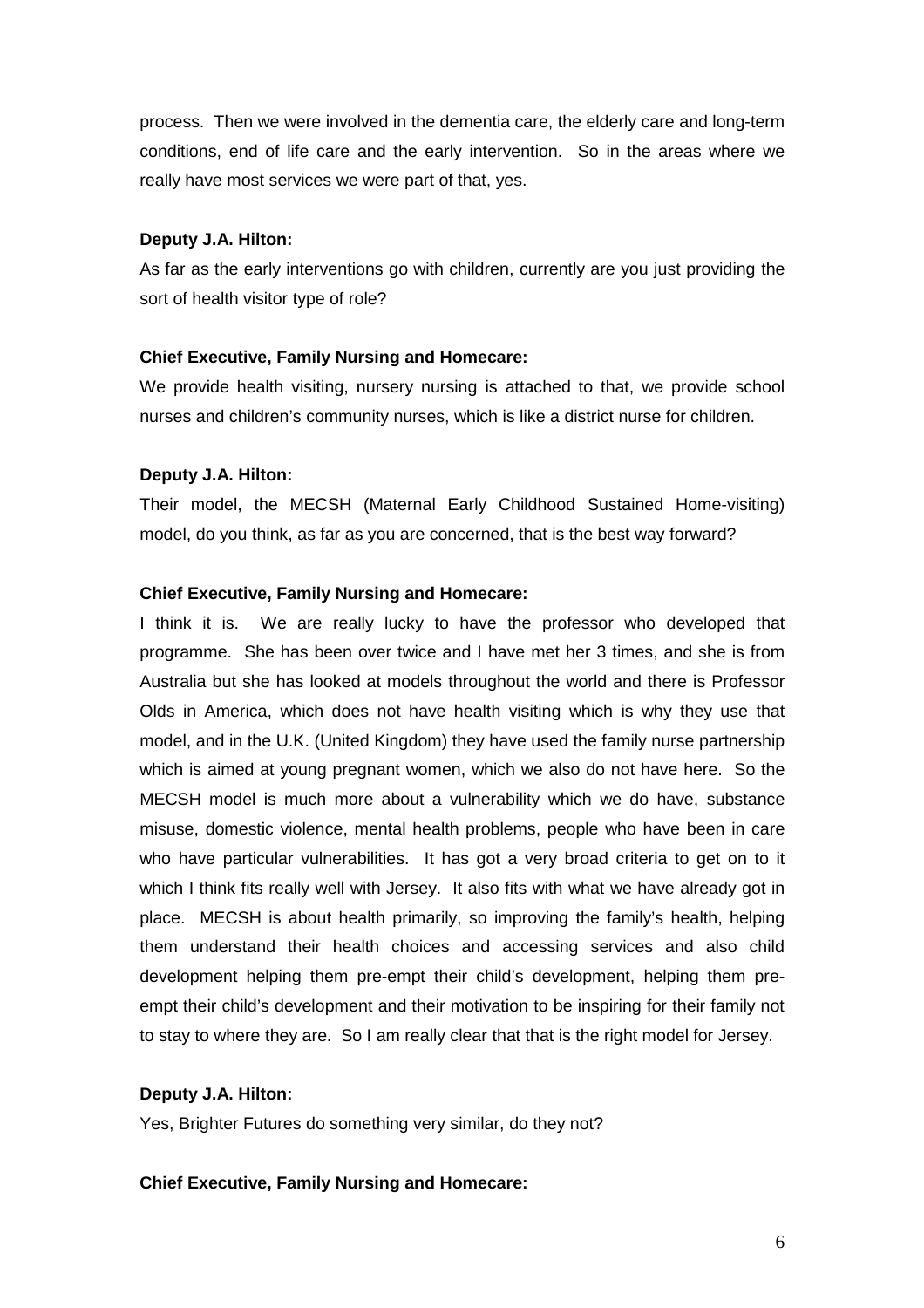process. Then we were involved in the dementia care, the elderly care and long-term conditions, end of life care and the early intervention. So in the areas where we really have most services we were part of that, yes.

**Deputy J.A. Hilton:**

As far as the early interventions go with children, currently are you just providing the sort of health visitor type of role?

**Chief Executive, Family Nursing and Homecare:**

We provide health visiting, nursery nursing is attached to that, we provide school nurses and children's community nurses, which is like a district nurse for children.

**Deputy J.A. Hilton:**

Their model, the MECSH (Maternal Early Childhood Sustained Home-visiting) model, do you think, as far as you are concerned, that is the best way forward?

**Chief Executive, Family Nursing and Homecare:**

I think it is. We are really lucky to have the professor who developed that programme. She has been over twice and I have met her 3 times, and she is from Australia but she has looked at models throughout the world and there is Professor Olds in America, which does not have health visiting which is why they use that model, and in the U.K. (United Kingdom) they have used the family nurse partnership which is aimed at young pregnant women, which we also do not have here. So the MECSH model is much more about a vulnerability which we do have, substance misuse, domestic violence, mental health problems, people who have been in care who have particular vulnerabilities. It has got a very broad criteria to get on to it which I think fits really well with Jersey. It also fits with what we have already got in place. MECSH is about health primarily, so improving the family's health, helping them understand their health choices and accessing services and also child development helping them pre-empt their child's development, helping them pre-empt their child's development and their motivation to be inspiring for their family not to stay to where they are. So I am really clear that that is the right model for Jersey.

**Deputy J.A. Hilton:**

Yes, Brighter Futures do something very similar, do they not?

**Chief Executive, Family Nursing and Homecare:**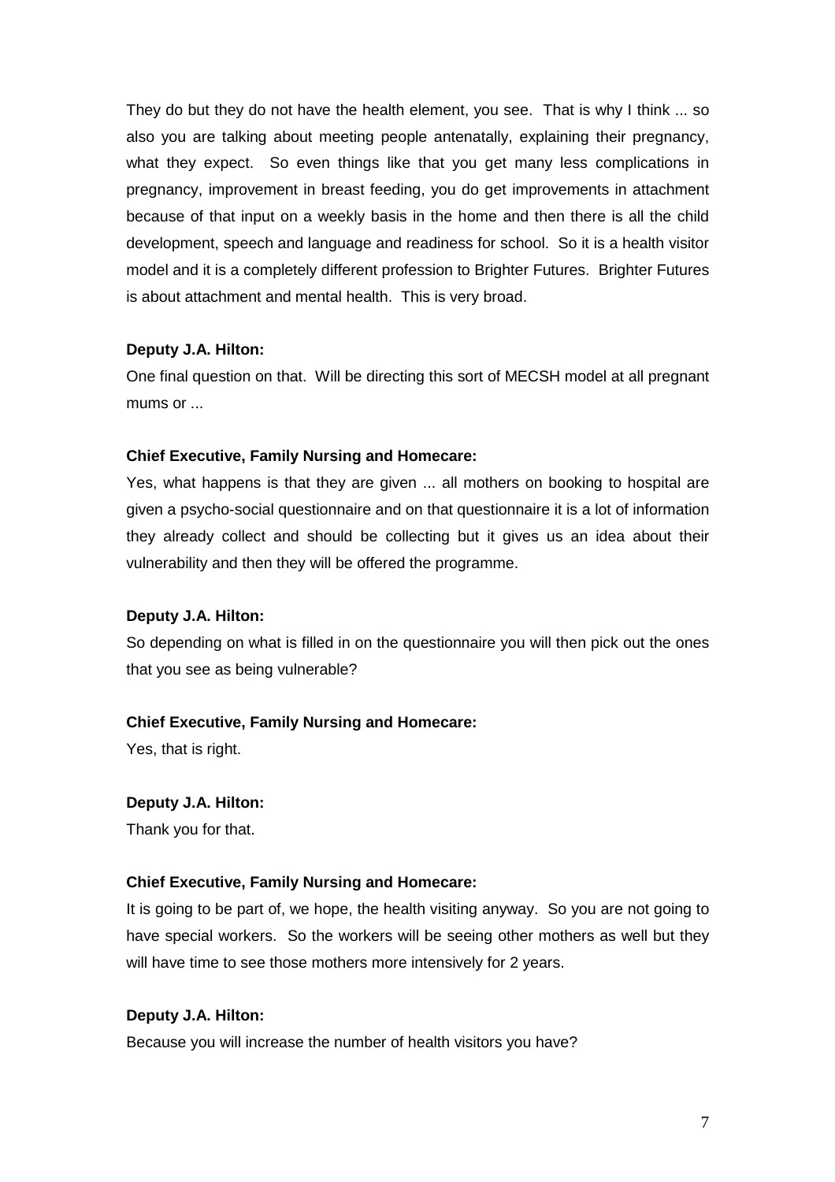They do but they do not have the health element, you see. That is why I think ... so also you are talking about meeting people antenatally, explaining their pregnancy, what they expect. So even things like that you get many less complications in pregnancy, improvement in breast feeding, you do get improvements in attachment because of that input on a weekly basis in the home and then there is all the child development, speech and language and readiness for school. So it is a health visitor model and it is a completely different profession to Brighter Futures. Brighter Futures is about attachment and mental health. This is very broad.

**Deputy J.A. Hilton:**

One final question on that. Will be directing this sort of MECSH model at all pregnant mums or ...

**Chief Executive, Family Nursing and Homecare:**

Yes, what happens is that they are given ... all mothers on booking to hospital are given a psycho-social questionnaire and on that questionnaire it is a lot of information they already collect and should be collecting but it gives us an idea about their vulnerability and then they will be offered the programme.

**Deputy J.A. Hilton:**

So depending on what is filled in on the questionnaire you will then pick out the ones that you see as being vulnerable?

**Chief Executive, Family Nursing and Homecare:**

Yes, that is right.

**Deputy J.A. Hilton:**

Thank you for that.

**Chief Executive, Family Nursing and Homecare:**

It is going to be part of, we hope, the health visiting anyway. So you are not going to have special workers. So the workers will be seeing other mothers as well but they will have time to see those mothers more intensively for 2 years.

**Deputy J.A. Hilton:**

Because you will increase the number of health visitors you have?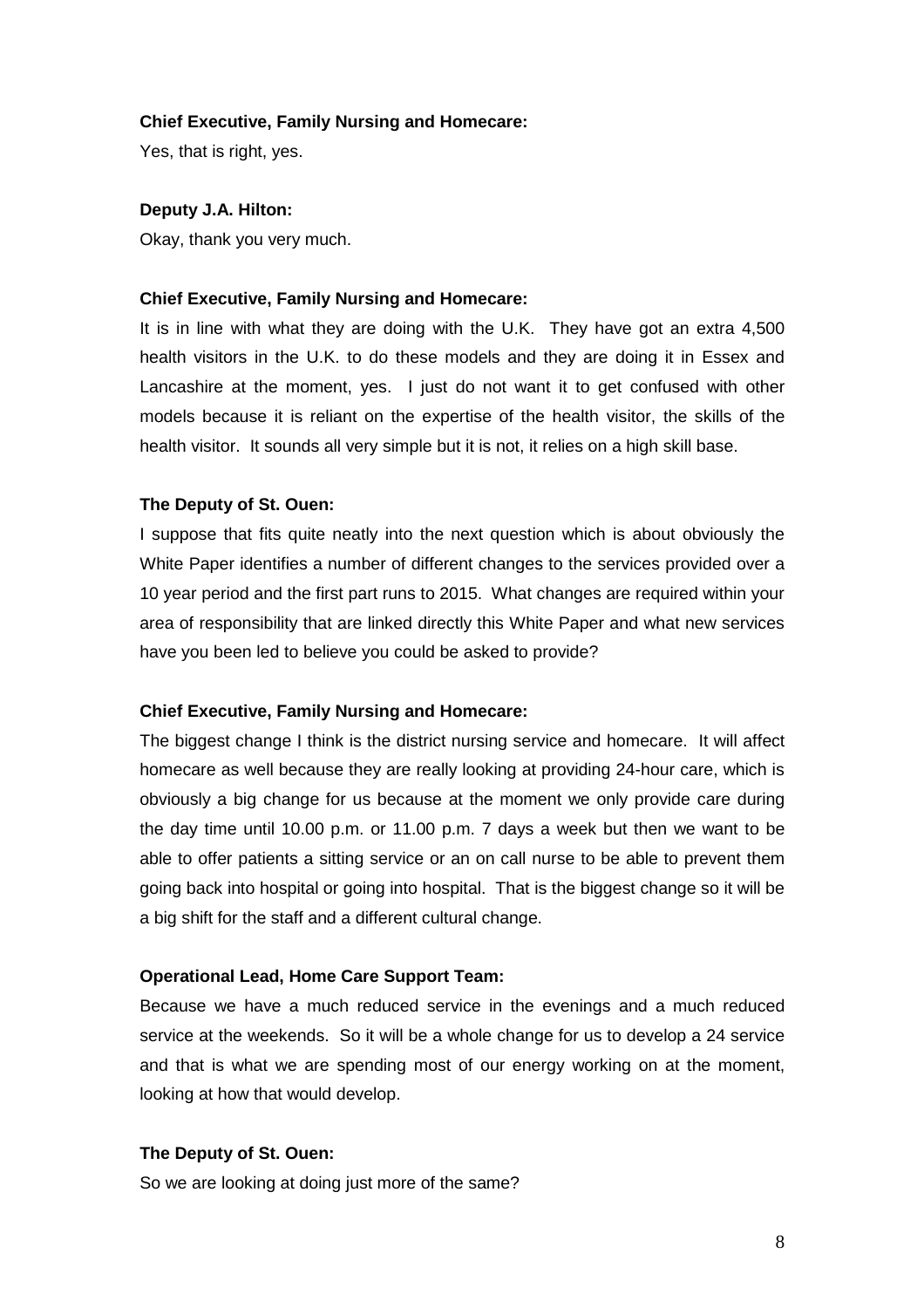**Chief Executive, Family Nursing and Homecare:**

Yes, that is right, yes.

**Deputy J.A. Hilton:**

Okay, thank you very much.

**Chief Executive, Family Nursing and Homecare:**

It is in line with what they are doing with the U.K. They have got an extra 4,500 health visitors in the U.K. to do these models and they are doing it in Essex and Lancashire at the moment, yes. I just do not want it to get confused with other models because it is reliant on the expertise of the health visitor, the skills of the health visitor. It sounds all very simple but it is not, it relies on a high skill base.

**The Deputy of St. Ouen:**

I suppose that fits quite neatly into the next question which is about obviously the White Paper identifies a number of different changes to the services provided over a 10 year period and the first part runs to 2015. What changes are required within your area of responsibility that are linked directly this White Paper and what new services have you been led to believe you could be asked to provide?

**Chief Executive, Family Nursing and Homecare:**

The biggest change I think is the district nursing service and homecare. It will affect homecare as well because they are really looking at providing 24-hour care, which is obviously a big change for us because at the moment we only provide care during the day time until 10.00 p.m. or 11.00 p.m. 7 days a week but then we want to be able to offer patients a sitting service or an on call nurse to be able to prevent them going back into hospital or going into hospital. That is the biggest change so it will be a big shift for the staff and a different cultural change.

**Operational Lead, Home Care Support Team:**

Because we have a much reduced service in the evenings and a much reduced service at the weekends. So it will be a whole change for us to develop a 24 service and that is what we are spending most of our energy working on at the moment, looking at how that would develop.

**The Deputy of St. Ouen:**

So we are looking at doing just more of the same?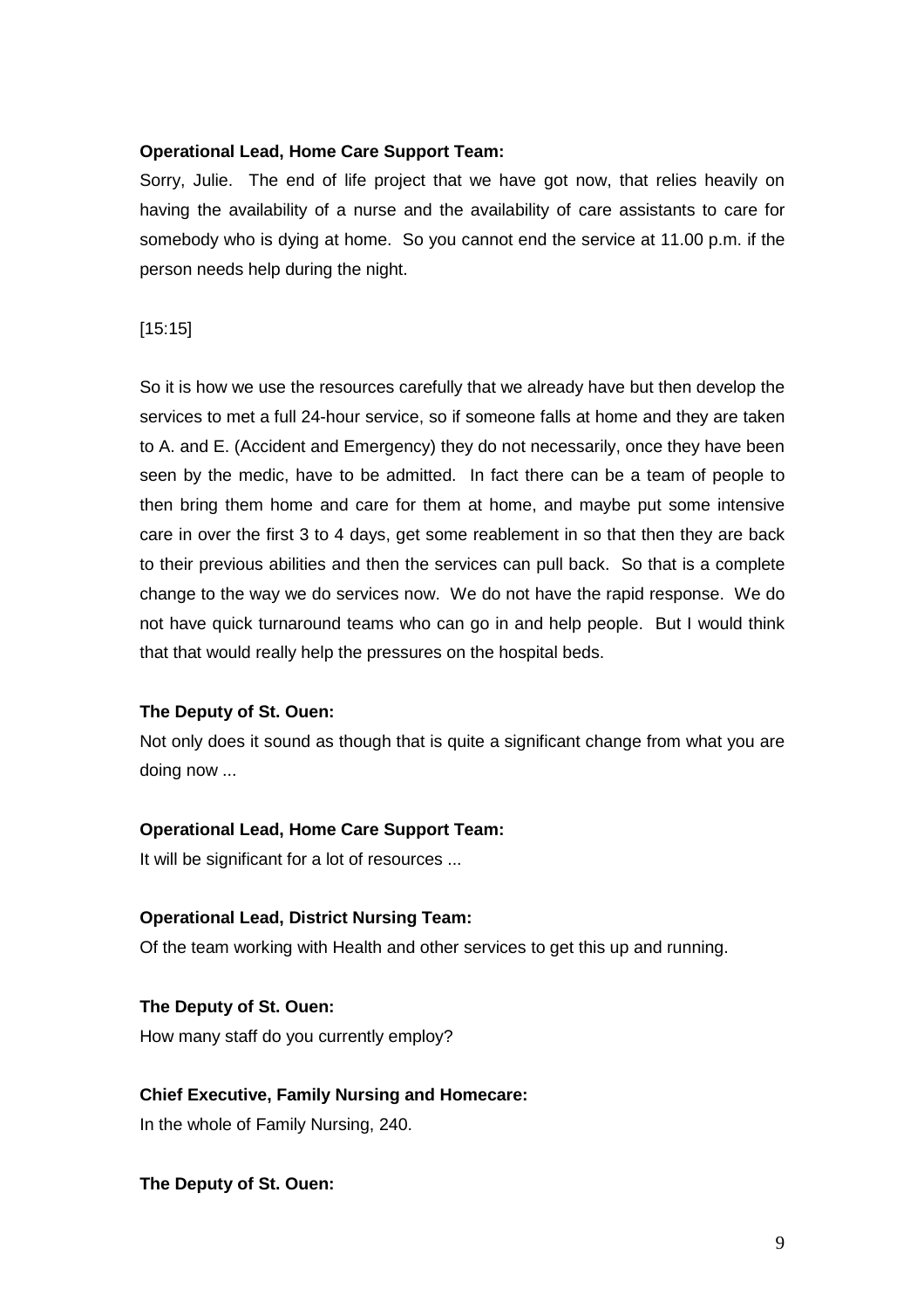**Operational Lead, Home Care Support Team:**

Sorry, Julie. The end of life project that we have got now, that relies heavily on having the availability of a nurse and the availability of care assistants to care for somebody who is dying at home. So you cannot end the service at 11.00 p.m. if the person needs help during the night.

[15:15]

So it is how we use the resources carefully that we already have but then develop the services to met a full 24-hour service, so if someone falls at home and they are taken to A. and E. (Accident and Emergency) they do not necessarily, once they have been seen by the medic, have to be admitted. In fact there can be a team of people to then bring them home and care for them at home, and maybe put some intensive care in over the first 3 to 4 days, get some reablement in so that then they are back to their previous abilities and then the services can pull back. So that is a complete change to the way we do services now. We do not have the rapid response. We do not have quick turnaround teams who can go in and help people. But I would think that that would really help the pressures on the hospital beds.

**The Deputy of St. Ouen:**

Not only does it sound as though that is quite a significant change from what you are doing now ...

**Operational Lead, Home Care Support Team:**

It will be significant for a lot of resources ...

**Operational Lead, District Nursing Team:**

Of the team working with Health and other services to get this up and running.

**The Deputy of St. Ouen:**

How many staff do you currently employ?

**Chief Executive, Family Nursing and Homecare:**

In the whole of Family Nursing, 240.

**The Deputy of St. Ouen:**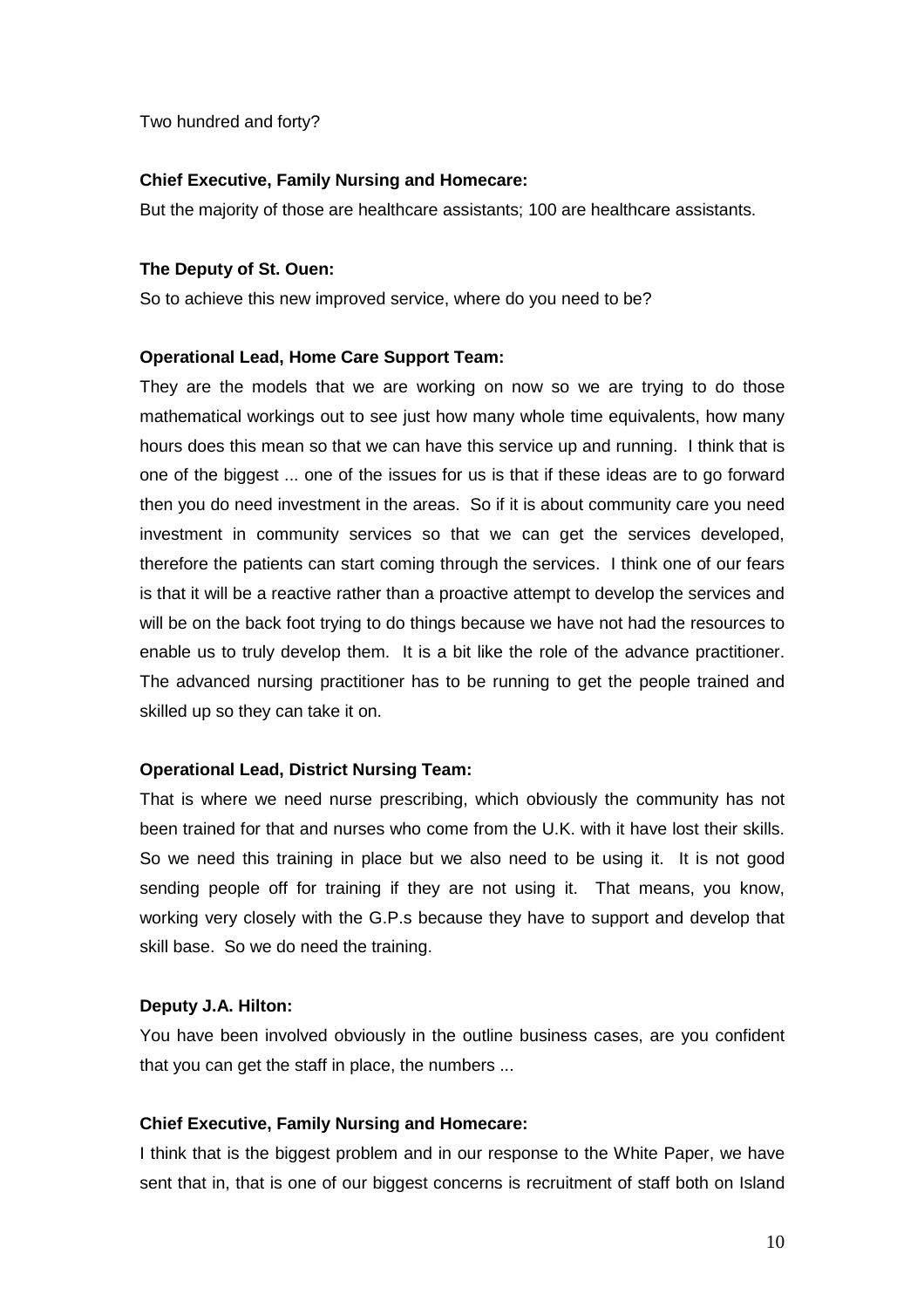Two hundred and forty?

**Chief Executive, Family Nursing and Homecare:**

But the majority of those are healthcare assistants; 100 are healthcare assistants.

**The Deputy of St. Ouen:**

So to achieve this new improved service, where do you need to be?

**Operational Lead, Home Care Support Team:**

They are the models that we are working on now so we are trying to do those mathematical workings out to see just how many whole time equivalents, how many hours does this mean so that we can have this service up and running. I think that is one of the biggest ... one of the issues for us is that if these ideas are to go forward then you do need investment in the areas. So if it is about community care you need investment in community services so that we can get the services developed, therefore the patients can start coming through the services. I think one of our fears is that it will be a reactive rather than a proactive attempt to develop the services and will be on the back foot trying to do things because we have not had the resources to enable us to truly develop them. It is a bit like the role of the advance practitioner. The advanced nursing practitioner has to be running to get the people trained and skilled up so they can take it on.

**Operational Lead, District Nursing Team:**

That is where we need nurse prescribing, which obviously the community has not been trained for that and nurses who come from the U.K. with it have lost their skills. So we need this training in place but we also need to be using it. It is not good sending people off for training if they are not using it. That means, you know, working very closely with the G.P.s because they have to support and develop that skill base. So we do need the training.

**Deputy J.A. Hilton:**

You have been involved obviously in the outline business cases, are you confident that you can get the staff in place, the numbers ...

**Chief Executive, Family Nursing and Homecare:**

I think that is the biggest problem and in our response to the White Paper, we have sent that in, that is one of our biggest concerns is recruitment of staff both on Island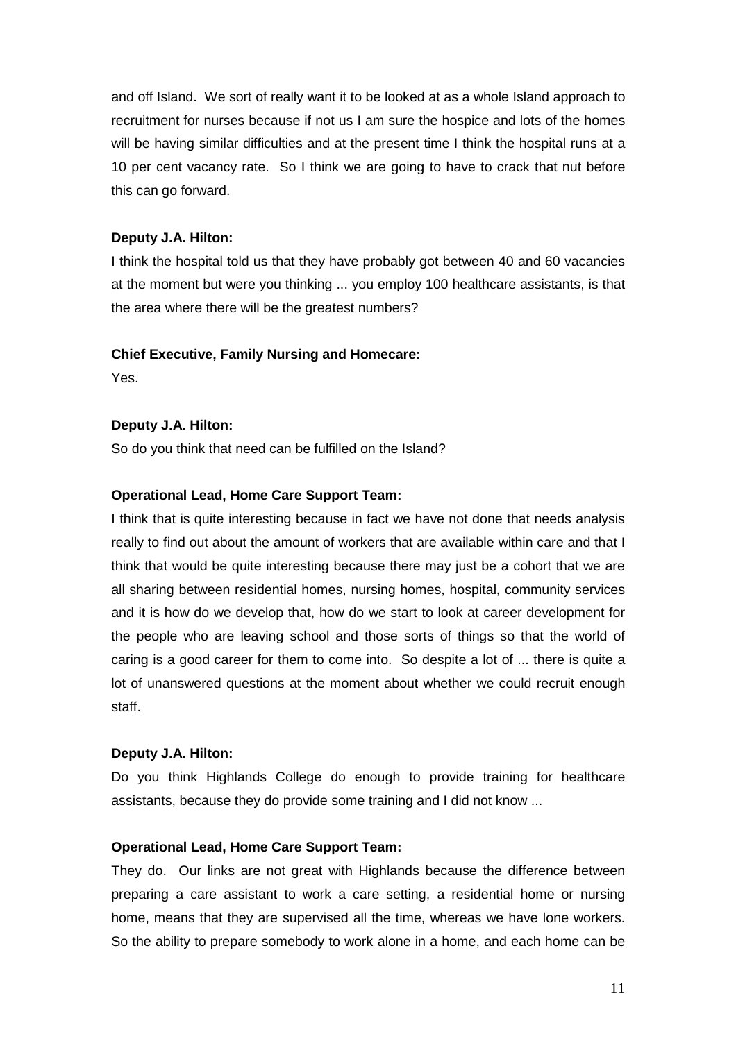and off Island. We sort of really want it to be looked at as a whole Island approach to recruitment for nurses because if not us I am sure the hospice and lots of the homes will be having similar difficulties and at the present time I think the hospital runs at a 10 per cent vacancy rate. So I think we are going to have to crack that nut before this can go forward.

**Deputy J.A. Hilton:**

I think the hospital told us that they have probably got between 40 and 60 vacancies at the moment but were you thinking ... you employ 100 healthcare assistants, is that the area where there will be the greatest numbers?

**Chief Executive, Family Nursing and Homecare:**

Yes.

**Deputy J.A. Hilton:**

So do you think that need can be fulfilled on the Island?

**Operational Lead, Home Care Support Team:**

I think that is quite interesting because in fact we have not done that needs analysis really to find out about the amount of workers that are available within care and that I think that would be quite interesting because there may just be a cohort that we are all sharing between residential homes, nursing homes, hospital, community services and it is how do we develop that, how do we start to look at career development for the people who are leaving school and those sorts of things so that the world of caring is a good career for them to come into. So despite a lot of ... there is quite a lot of unanswered questions at the moment about whether we could recruit enough staff.

**Deputy J.A. Hilton:**

Do you think Highlands College do enough to provide training for healthcare assistants, because they do provide some training and I did not know ...

**Operational Lead, Home Care Support Team:**

They do. Our links are not great with Highlands because the difference between preparing a care assistant to work a care setting, a residential home or nursing home, means that they are supervised all the time, whereas we have lone workers. So the ability to prepare somebody to work alone in a home, and each home can be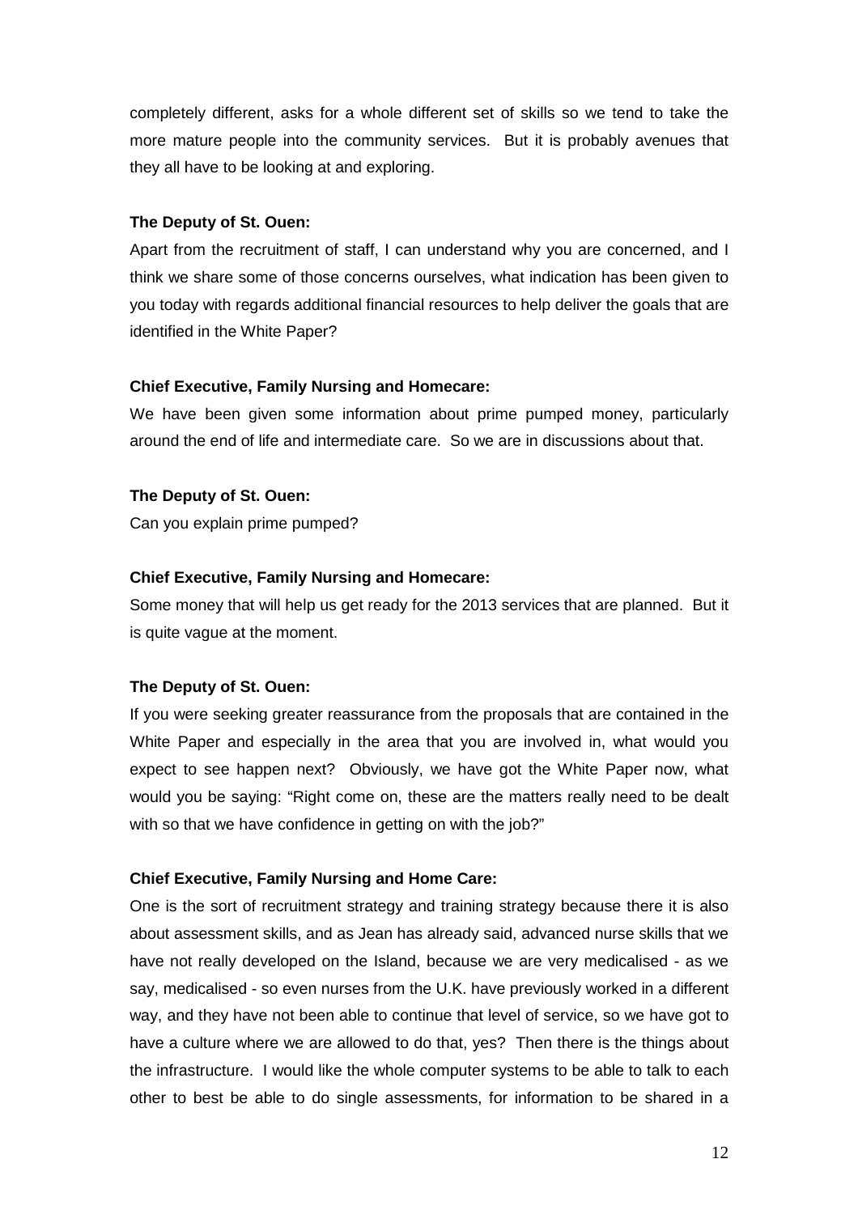completely different, asks for a whole different set of skills so we tend to take the more mature people into the community services. But it is probably avenues that they all have to be looking at and exploring.

**The Deputy of St. Ouen:**

Apart from the recruitment of staff, I can understand why you are concerned, and I think we share some of those concerns ourselves, what indication has been given to you today with regards additional financial resources to help deliver the goals that are identified in the White Paper?

**Chief Executive, Family Nursing and Homecare:**

We have been given some information about prime pumped money, particularly around the end of life and intermediate care. So we are in discussions about that.

**The Deputy of St. Ouen:**

Can you explain prime pumped?

**Chief Executive, Family Nursing and Homecare:**

Some money that will help us get ready for the 2013 services that are planned. But it is quite vague at the moment.

**The Deputy of St. Ouen:**

If you were seeking greater reassurance from the proposals that are contained in the White Paper and especially in the area that you are involved in, what would you expect to see happen next? Obviously, we have got the White Paper now, what would you be saying: "Right come on, these are the matters really need to be dealt with so that we have confidence in getting on with the job?"

**Chief Executive, Family Nursing and Home Care:**

One is the sort of recruitment strategy and training strategy because there it is also about assessment skills, and as Jean has already said, advanced nurse skills that we have not really developed on the Island, because we are very medicalised - as we say, medicalised - so even nurses from the U.K. have previously worked in a different way, and they have not been able to continue that level of service, so we have got to have a culture where we are allowed to do that, yes? Then there is the things about the infrastructure. I would like the whole computer systems to be able to talk to each other to best be able to do single assessments, for information to be shared in a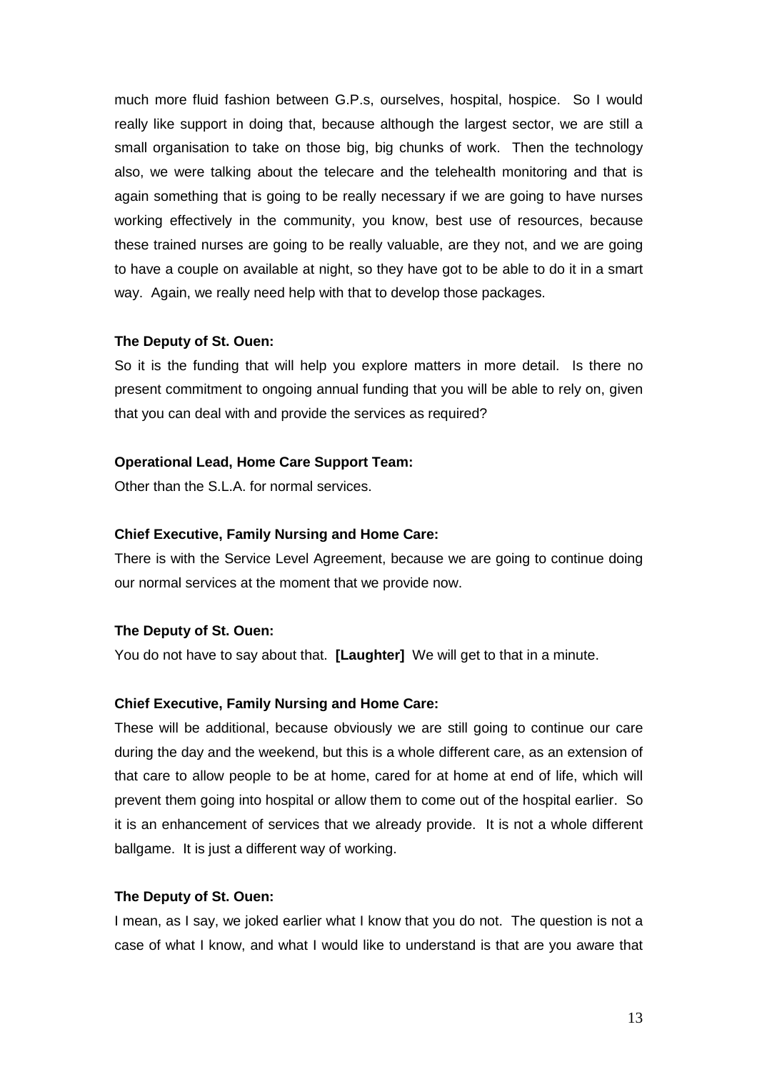much more fluid fashion between G.P.s, ourselves, hospital, hospice. So I would really like support in doing that, because although the largest sector, we are still a small organisation to take on those big, big chunks of work. Then the technology also, we were talking about the telecare and the telehealth monitoring and that is again something that is going to be really necessary if we are going to have nurses working effectively in the community, you know, best use of resources, because these trained nurses are going to be really valuable, are they not, and we are going to have a couple on available at night, so they have got to be able to do it in a smart way. Again, we really need help with that to develop those packages.

**The Deputy of St. Ouen:**

So it is the funding that will help you explore matters in more detail. Is there no present commitment to ongoing annual funding that you will be able to rely on, given that you can deal with and provide the services as required?

**Operational Lead, Home Care Support Team:**

Other than the S.L.A. for normal services.

**Chief Executive, Family Nursing and Home Care:**

There is with the Service Level Agreement, because we are going to continue doing our normal services at the moment that we provide now.

**The Deputy of St. Ouen:**

You do not have to say about that. **[Laughter]** We will get to that in a minute.

**Chief Executive, Family Nursing and Home Care:**

These will be additional, because obviously we are still going to continue our care during the day and the weekend, but this is a whole different care, as an extension of that care to allow people to be at home, cared for at home at end of life, which will prevent them going into hospital or allow them to come out of the hospital earlier. So it is an enhancement of services that we already provide. It is not a whole different ballgame. It is just a different way of working.

**The Deputy of St. Ouen:**

I mean, as I say, we joked earlier what I know that you do not. The question is not a case of what I know, and what I would like to understand is that are you aware that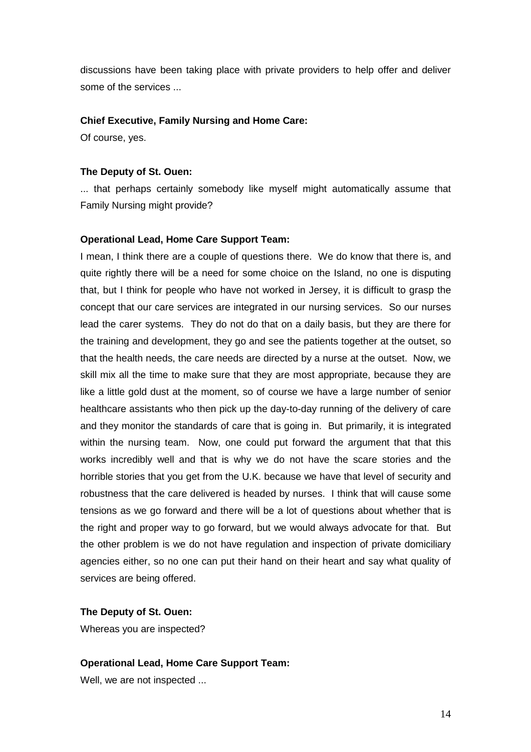discussions have been taking place with private providers to help offer and deliver some of the services ...

**Chief Executive, Family Nursing and Home Care:**

Of course, yes.

**The Deputy of St. Ouen:**

... that perhaps certainly somebody like myself might automatically assume that Family Nursing might provide?

**Operational Lead, Home Care Support Team:**

I mean, I think there are a couple of questions there. We do know that there is, and quite rightly there will be a need for some choice on the Island, no one is disputing that, but I think for people who have not worked in Jersey, it is difficult to grasp the concept that our care services are integrated in our nursing services. So our nurses lead the carer systems. They do not do that on a daily basis, but they are there for the training and development, they go and see the patients together at the outset, so that the health needs, the care needs are directed by a nurse at the outset. Now, we skill mix all the time to make sure that they are most appropriate, because they are like a little gold dust at the moment, so of course we have a large number of senior healthcare assistants who then pick up the day-to-day running of the delivery of care and they monitor the standards of care that is going in. But primarily, it is integrated within the nursing team. Now, one could put forward the argument that that this works incredibly well and that is why we do not have the scare stories and the horrible stories that you get from the U.K. because we have that level of security and robustness that the care delivered is headed by nurses. I think that will cause some tensions as we go forward and there will be a lot of questions about whether that is the right and proper way to go forward, but we would always advocate for that. But the other problem is we do not have regulation and inspection of private domiciliary agencies either, so no one can put their hand on their heart and say what quality of services are being offered.

**The Deputy of St. Ouen:**

Whereas you are inspected?

**Operational Lead, Home Care Support Team:**

Well, we are not inspected ...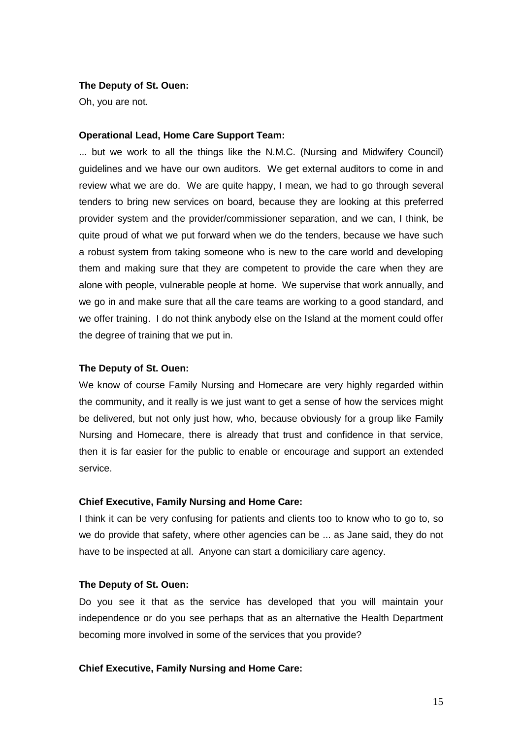**The Deputy of St. Ouen:**

Oh, you are not.

**Operational Lead, Home Care Support Team:**

... but we work to all the things like the N.M.C. (Nursing and Midwifery Council) guidelines and we have our own auditors. We get external auditors to come in and review what we are do. We are quite happy, I mean, we had to go through several tenders to bring new services on board, because they are looking at this preferred provider system and the provider/commissioner separation, and we can, I think, be quite proud of what we put forward when we do the tenders, because we have such a robust system from taking someone who is new to the care world and developing them and making sure that they are competent to provide the care when they are alone with people, vulnerable people at home. We supervise that work annually, and we go in and make sure that all the care teams are working to a good standard, and we offer training. I do not think anybody else on the Island at the moment could offer the degree of training that we put in.

**The Deputy of St. Ouen:**

We know of course Family Nursing and Homecare are very highly regarded within the community, and it really is we just want to get a sense of how the services might be delivered, but not only just how, who, because obviously for a group like Family Nursing and Homecare, there is already that trust and confidence in that service, then it is far easier for the public to enable or encourage and support an extended service.

**Chief Executive, Family Nursing and Home Care:**

I think it can be very confusing for patients and clients too to know who to go to, so we do provide that safety, where other agencies can be ... as Jane said, they do not have to be inspected at all. Anyone can start a domiciliary care agency.

**The Deputy of St. Ouen:**

Do you see it that as the service has developed that you will maintain your independence or do you see perhaps that as an alternative the Health Department becoming more involved in some of the services that you provide?

**Chief Executive, Family Nursing and Home Care:**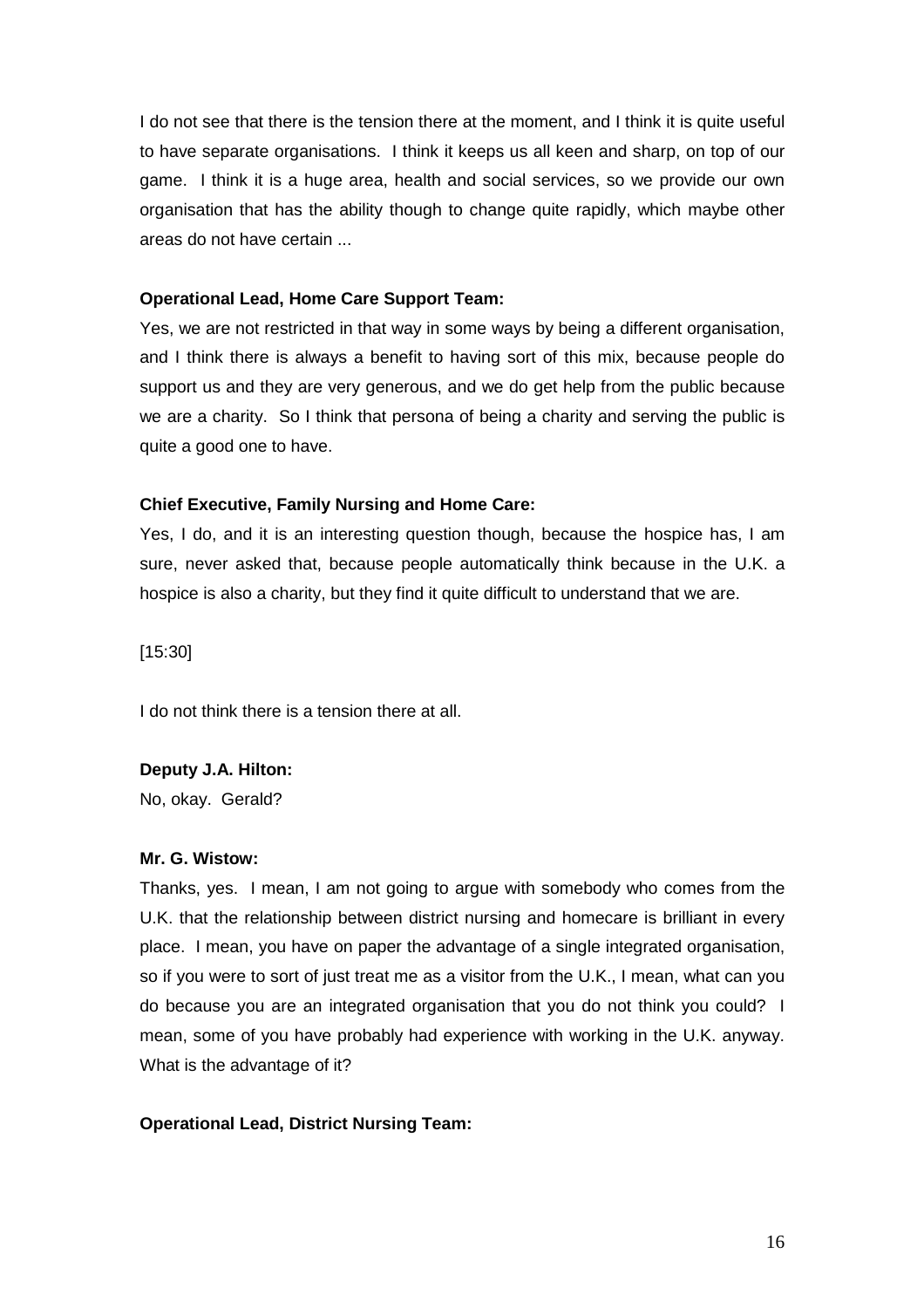I do not see that there is the tension there at the moment, and I think it is quite useful to have separate organisations. I think it keeps us all keen and sharp, on top of our game. I think it is a huge area, health and social services, so we provide our own organisation that has the ability though to change quite rapidly, which maybe other areas do not have certain ...

**Operational Lead, Home Care Support Team:**

Yes, we are not restricted in that way in some ways by being a different organisation, and I think there is always a benefit to having sort of this mix, because people do support us and they are very generous, and we do get help from the public because we are a charity. So I think that persona of being a charity and serving the public is quite a good one to have.

**Chief Executive, Family Nursing and Home Care:**

Yes, I do, and it is an interesting question though, because the hospice has, I am sure, never asked that, because people automatically think because in the U.K. a hospice is also a charity, but they find it quite difficult to understand that we are.

[15:30]

I do not think there is a tension there at all.

**Deputy J.A. Hilton:**

No, okay. Gerald?

**Mr. G. Wistow:**

Thanks, yes. I mean, I am not going to argue with somebody who comes from the U.K. that the relationship between district nursing and homecare is brilliant in every place. I mean, you have on paper the advantage of a single integrated organisation, so if you were to sort of just treat me as a visitor from the U.K., I mean, what can you do because you are an integrated organisation that you do not think you could? I mean, some of you have probably had experience with working in the U.K. anyway. What is the advantage of it?

**Operational Lead, District Nursing Team:**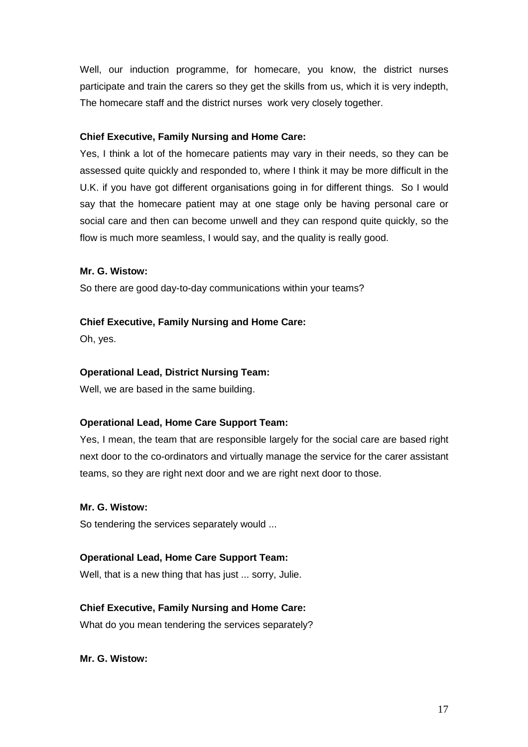Well, our induction programme, for homecare, you know, the district nurses participate and train the carers so they get the skills from us, which it is very indepth, The homecare staff and the district nurses work very closely together.

**Chief Executive, Family Nursing and Home Care:**

Yes, I think a lot of the homecare patients may vary in their needs, so they can be assessed quite quickly and responded to, where I think it may be more difficult in the U.K. if you have got different organisations going in for different things. So I would say that the homecare patient may at one stage only be having personal care or social care and then can become unwell and they can respond quite quickly, so the flow is much more seamless, I would say, and the quality is really good.

**Mr. G. Wistow:**

So there are good day-to-day communications within your teams?

**Chief Executive, Family Nursing and Home Care:**

Oh, yes.

**Operational Lead, District Nursing Team:**

Well, we are based in the same building.

**Operational Lead, Home Care Support Team:**

Yes, I mean, the team that are responsible largely for the social care are based right next door to the co-ordinators and virtually manage the service for the carer assistant teams, so they are right next door and we are right next door to those.

**Mr. G. Wistow:**

So tendering the services separately would ...

**Operational Lead, Home Care Support Team:**

Well, that is a new thing that has just ... sorry, Julie.

**Chief Executive, Family Nursing and Home Care:**

What do you mean tendering the services separately?

**Mr. G. Wistow:**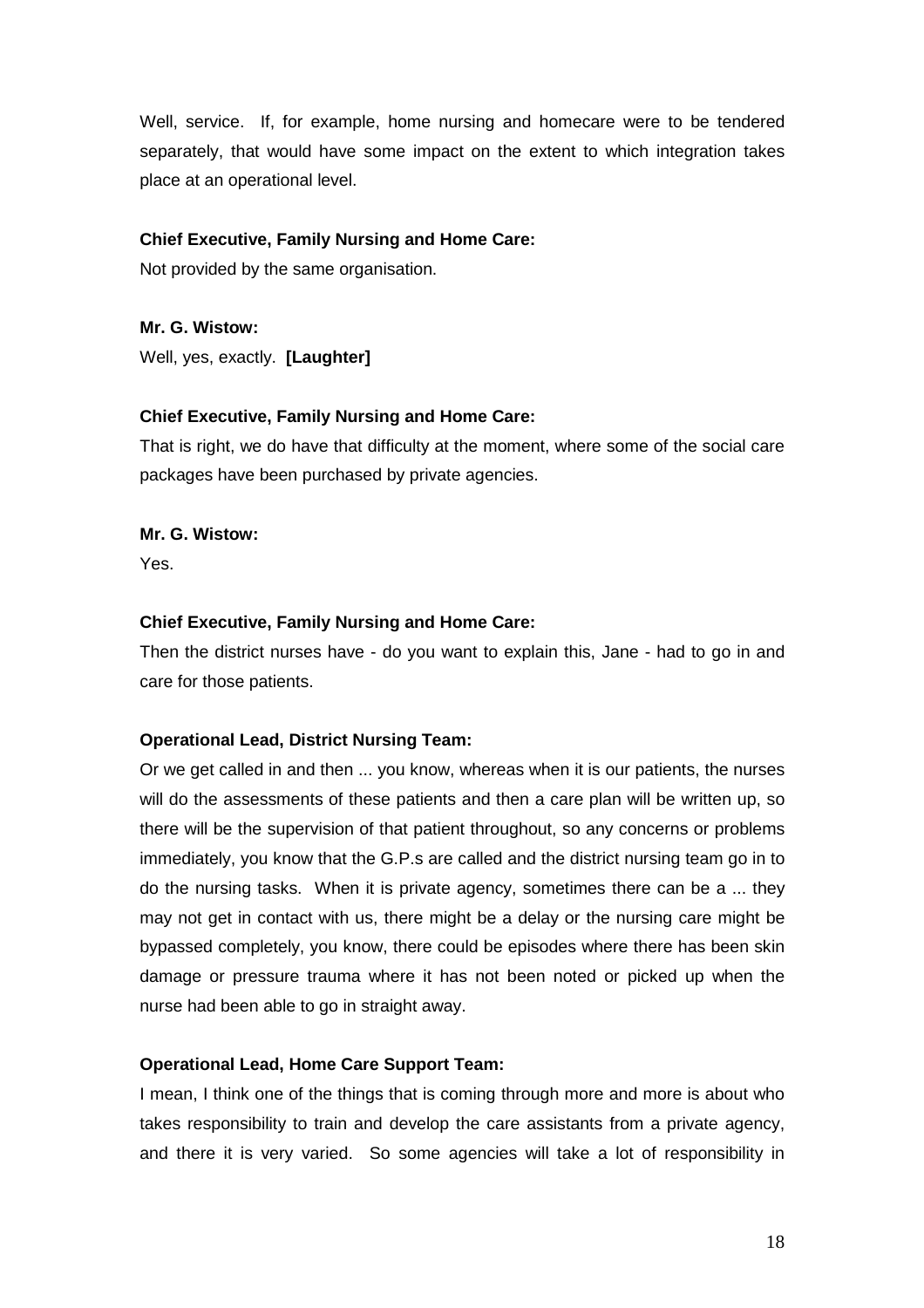Well, service. If, for example, home nursing and homecare were to be tendered separately, that would have some impact on the extent to which integration takes place at an operational level.

**Chief Executive, Family Nursing and Home Care:**

Not provided by the same organisation.

**Mr. G. Wistow:**

Well, yes, exactly. **[Laughter]**

**Chief Executive, Family Nursing and Home Care:**

That is right, we do have that difficulty at the moment, where some of the social care packages have been purchased by private agencies.

**Mr. G. Wistow:**

Yes.

**Chief Executive, Family Nursing and Home Care:**

Then the district nurses have - do you want to explain this, Jane - had to go in and care for those patients.

**Operational Lead, District Nursing Team:**

Or we get called in and then ... you know, whereas when it is our patients, the nurses will do the assessments of these patients and then a care plan will be written up, so there will be the supervision of that patient throughout, so any concerns or problems immediately, you know that the G.P.s are called and the district nursing team go in to do the nursing tasks. When it is private agency, sometimes there can be a ... they may not get in contact with us, there might be a delay or the nursing care might be bypassed completely, you know, there could be episodes where there has been skin damage or pressure trauma where it has not been noted or picked up when the nurse had been able to go in straight away.

**Operational Lead, Home Care Support Team:**

I mean, I think one of the things that is coming through more and more is about who takes responsibility to train and develop the care assistants from a private agency, and there it is very varied. So some agencies will take a lot of responsibility in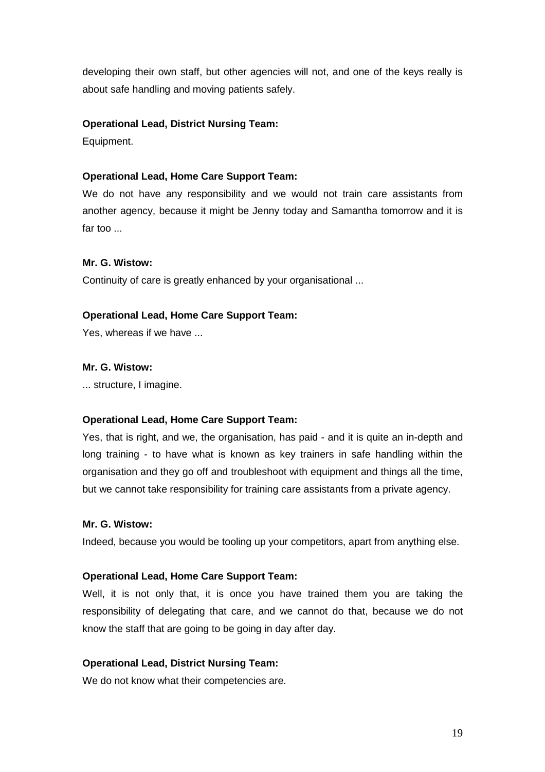developing their own staff, but other agencies will not, and one of the keys really is about safe handling and moving patients safely.

**Operational Lead, District Nursing Team:**

Equipment.

**Operational Lead, Home Care Support Team:**

We do not have any responsibility and we would not train care assistants from another agency, because it might be Jenny today and Samantha tomorrow and it is far too ...

**Mr. G. Wistow:**

Continuity of care is greatly enhanced by your organisational ...

**Operational Lead, Home Care Support Team:**

Yes, whereas if we have ...

**Mr. G. Wistow:**

... structure, I imagine.

**Operational Lead, Home Care Support Team:**

Yes, that is right, and we, the organisation, has paid - and it is quite an in-depth and long training - to have what is known as key trainers in safe handling within the organisation and they go off and troubleshoot with equipment and things all the time, but we cannot take responsibility for training care assistants from a private agency.

**Mr. G. Wistow:**

Indeed, because you would be tooling up your competitors, apart from anything else.

**Operational Lead, Home Care Support Team:**

Well, it is not only that, it is once you have trained them you are taking the responsibility of delegating that care, and we cannot do that, because we do not know the staff that are going to be going in day after day.

**Operational Lead, District Nursing Team:**

We do not know what their competencies are.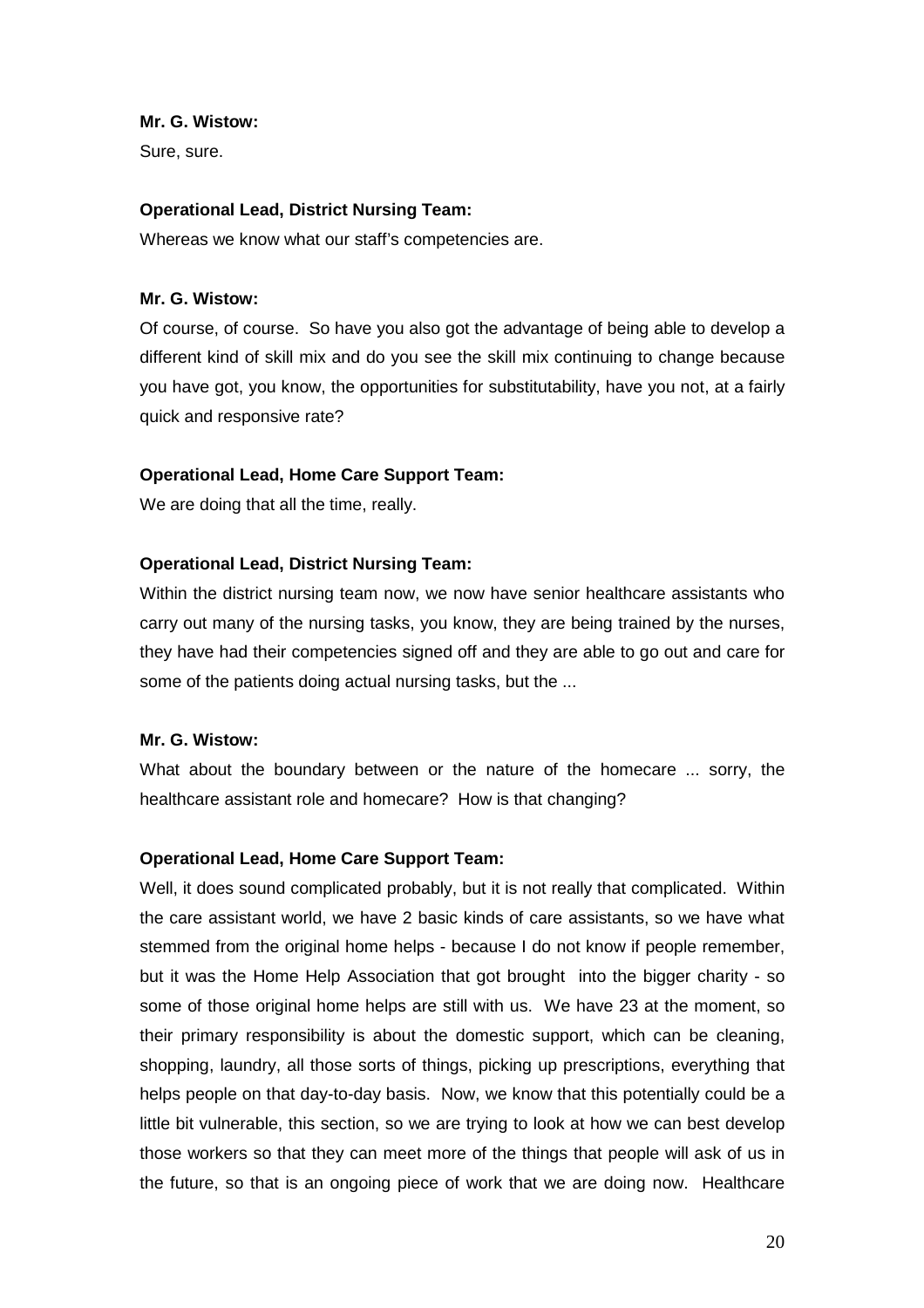**Mr. G. Wistow:**

Sure, sure.

**Operational Lead, District Nursing Team:**

Whereas we know what our staff's competencies are.

**Mr. G. Wistow:**

Of course, of course. So have you also got the advantage of being able to develop a different kind of skill mix and do you see the skill mix continuing to change because you have got, you know, the opportunities for substitutability, have you not, at a fairly quick and responsive rate?

**Operational Lead, Home Care Support Team:**

We are doing that all the time, really.

**Operational Lead, District Nursing Team:**

Within the district nursing team now, we now have senior healthcare assistants who carry out many of the nursing tasks, you know, they are being trained by the nurses, they have had their competencies signed off and they are able to go out and care for some of the patients doing actual nursing tasks, but the ...

**Mr. G. Wistow:**

What about the boundary between or the nature of the homecare ... sorry, the healthcare assistant role and homecare? How is that changing?

**Operational Lead, Home Care Support Team:**

Well, it does sound complicated probably, but it is not really that complicated. Within the care assistant world, we have 2 basic kinds of care assistants, so we have what stemmed from the original home helps - because I do not know if people remember, but it was the Home Help Association that got brought into the bigger charity - so some of those original home helps are still with us. We have 23 at the moment, so their primary responsibility is about the domestic support, which can be cleaning, shopping, laundry, all those sorts of things, picking up prescriptions, everything that helps people on that day-to-day basis. Now, we know that this potentially could be a little bit vulnerable, this section, so we are trying to look at how we can best develop those workers so that they can meet more of the things that people will ask of us in the future, so that is an ongoing piece of work that we are doing now. Healthcare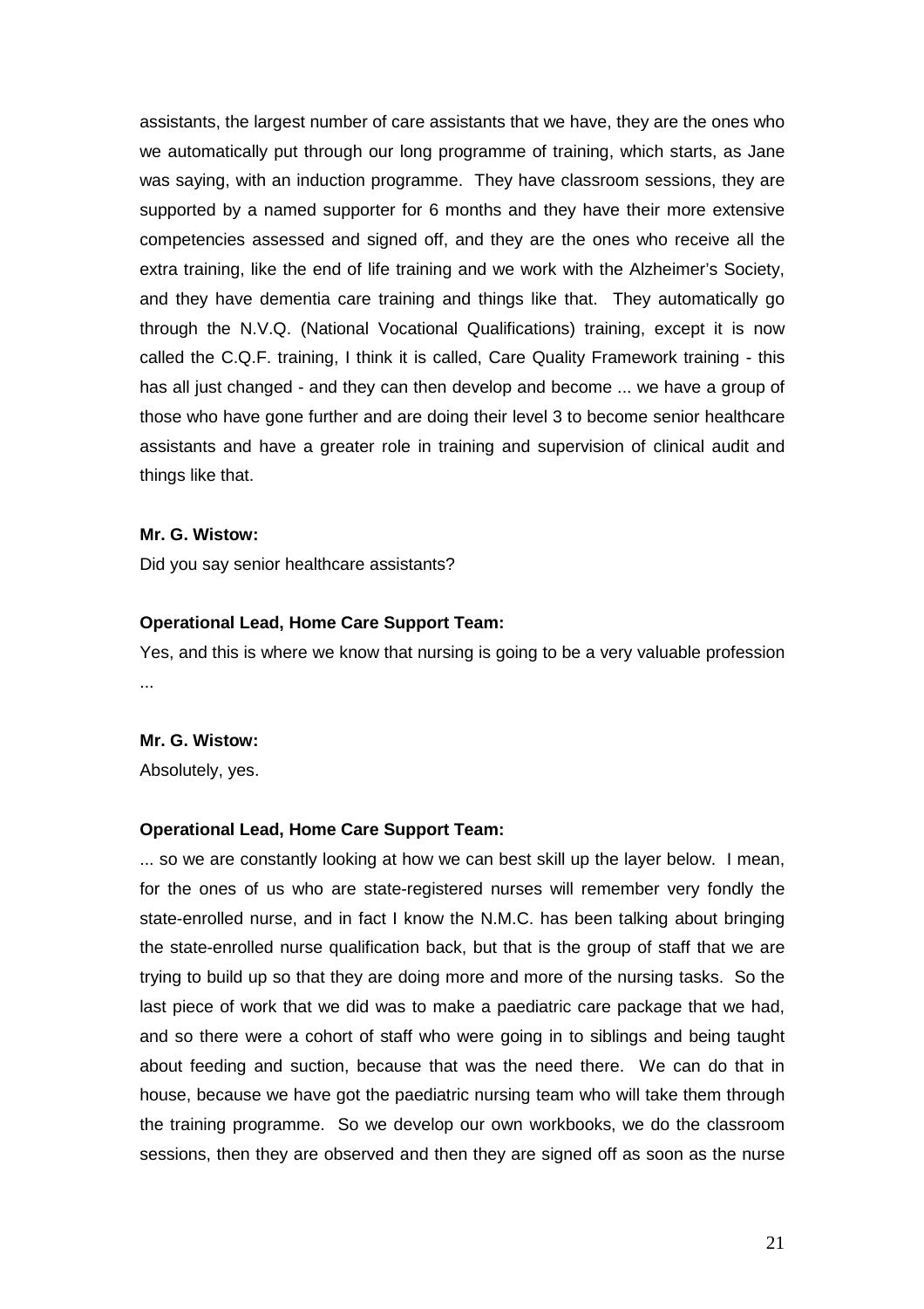assistants, the largest number of care assistants that we have, they are the ones who we automatically put through our long programme of training, which starts, as Jane was saying, with an induction programme. They have classroom sessions, they are supported by a named supporter for 6 months and they have their more extensive competencies assessed and signed off, and they are the ones who receive all the extra training, like the end of life training and we work with the Alzheimer's Society, and they have dementia care training and things like that. They automatically go through the N.V.Q. (National Vocational Qualifications) training, except it is now called the C.Q.F. training, I think it is called, Care Quality Framework training - this has all just changed - and they can then develop and become ... we have a group of those who have gone further and are doing their level 3 to become senior healthcare assistants and have a greater role in training and supervision of clinical audit and things like that.

**Mr. G. Wistow:**

Did you say senior healthcare assistants?

**Operational Lead, Home Care Support Team:**

Yes, and this is where we know that nursing is going to be a very valuable profession ...

**Mr. G. Wistow:**

Absolutely, yes.

**Operational Lead, Home Care Support Team:**

... so we are constantly looking at how we can best skill up the layer below. I mean, for the ones of us who are state-registered nurses will remember very fondly the state-enrolled nurse, and in fact I know the N.M.C. has been talking about bringing the state-enrolled nurse qualification back, but that is the group of staff that we are trying to build up so that they are doing more and more of the nursing tasks. So the last piece of work that we did was to make a paediatric care package that we had, and so there were a cohort of staff who were going in to siblings and being taught about feeding and suction, because that was the need there. We can do that in house, because we have got the paediatric nursing team who will take them through the training programme. So we develop our own workbooks, we do the classroom sessions, then they are observed and then they are signed off as soon as the nurse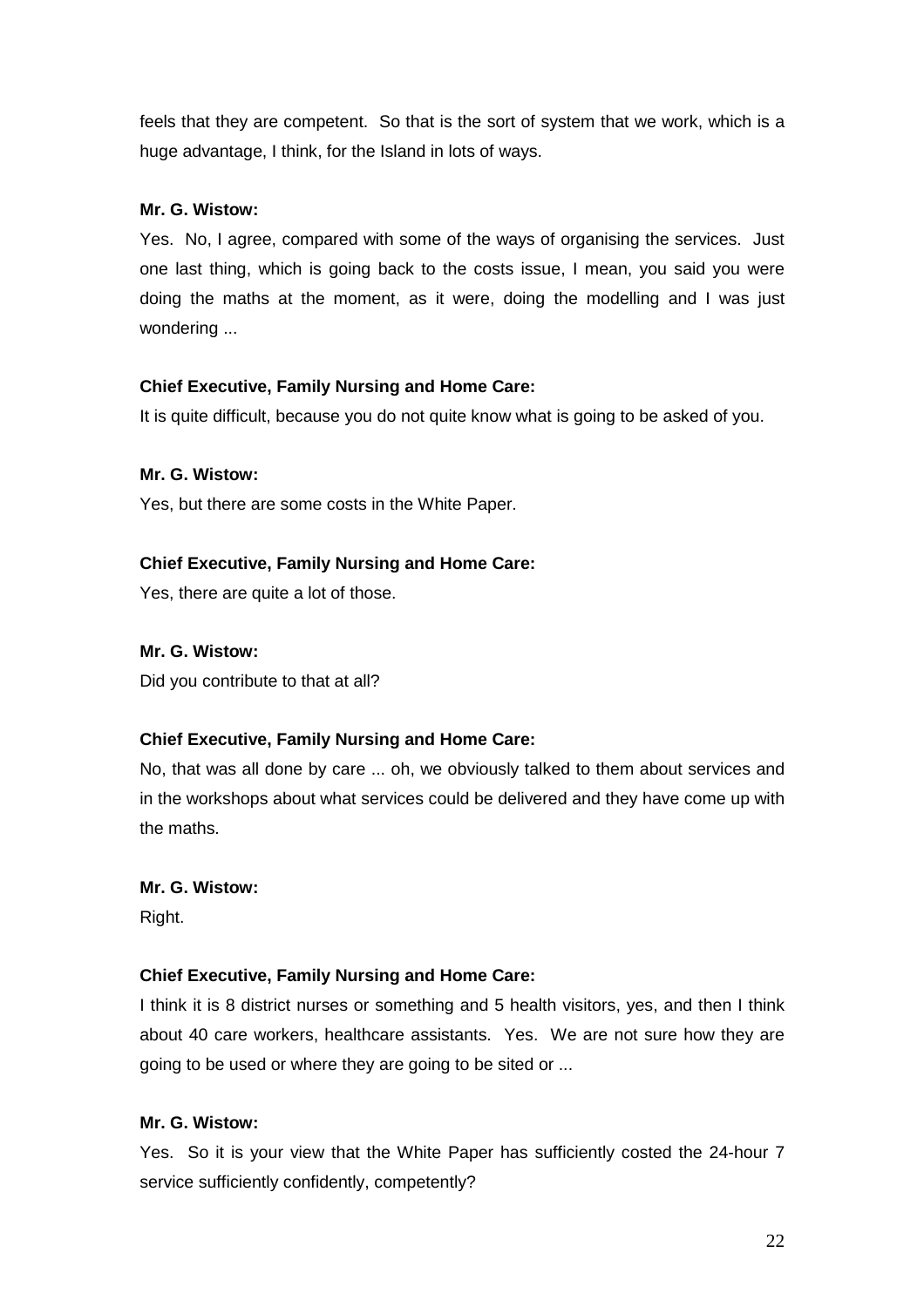feels that they are competent. So that is the sort of system that we work, which is a huge advantage, I think, for the Island in lots of ways.

**Mr. G. Wistow:**

Yes. No, I agree, compared with some of the ways of organising the services. Just one last thing, which is going back to the costs issue, I mean, you said you were doing the maths at the moment, as it were, doing the modelling and I was just wondering ...

**Chief Executive, Family Nursing and Home Care:**

It is quite difficult, because you do not quite know what is going to be asked of you.

**Mr. G. Wistow:**

Yes, but there are some costs in the White Paper.

**Chief Executive, Family Nursing and Home Care:**

Yes, there are quite a lot of those.

**Mr. G. Wistow:**

Did you contribute to that at all?

**Chief Executive, Family Nursing and Home Care:**

No, that was all done by care ... oh, we obviously talked to them about services and in the workshops about what services could be delivered and they have come up with the maths.

**Mr. G. Wistow:**

Right.

**Chief Executive, Family Nursing and Home Care:**

I think it is 8 district nurses or something and 5 health visitors, yes, and then I think about 40 care workers, healthcare assistants. Yes. We are not sure how they are going to be used or where they are going to be sited or ...

**Mr. G. Wistow:**

Yes. So it is your view that the White Paper has sufficiently costed the 24-hour 7 service sufficiently confidently, competently?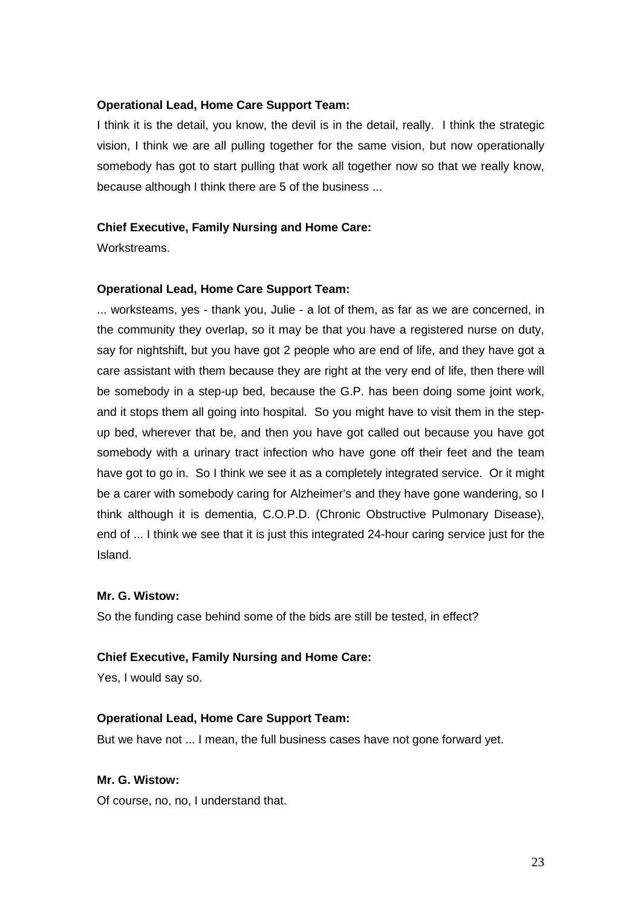**Operational Lead, Home Care Support Team:**

I think it is the detail, you know, the devil is in the detail, really. I think the strategic vision, I think we are all pulling together for the same vision, but now operationally somebody has got to start pulling that work all together now so that we really know, because although I think there are 5 of the business ...

**Chief Executive, Family Nursing and Home Care:**

Workstreams.

**Operational Lead, Home Care Support Team:**

... worksteams, yes - thank you, Julie - a lot of them, as far as we are concerned, in the community they overlap, so it may be that you have a registered nurse on duty, say for nightshift, but you have got 2 people who are end of life, and they have got a care assistant with them because they are right at the very end of life, then there will be somebody in a step-up bed, because the G.P. has been doing some joint work, and it stops them all going into hospital. So you might have to visit them in the step-up bed, wherever that be, and then you have got called out because you have got somebody with a urinary tract infection who have gone off their feet and the team have got to go in. So I think we see it as a completely integrated service. Or it might be a carer with somebody caring for Alzheimer's and they have gone wandering, so I think although it is dementia, C.O.P.D. (Chronic Obstructive Pulmonary Disease), end of ... I think we see that it is just this integrated 24-hour caring service just for the Island.

**Mr. G. Wistow:**

So the funding case behind some of the bids are still be tested, in effect?

**Chief Executive, Family Nursing and Home Care:**

Yes, I would say so.

**Operational Lead, Home Care Support Team:**

But we have not ... I mean, the full business cases have not gone forward yet.

**Mr. G. Wistow:**

Of course, no, no, I understand that.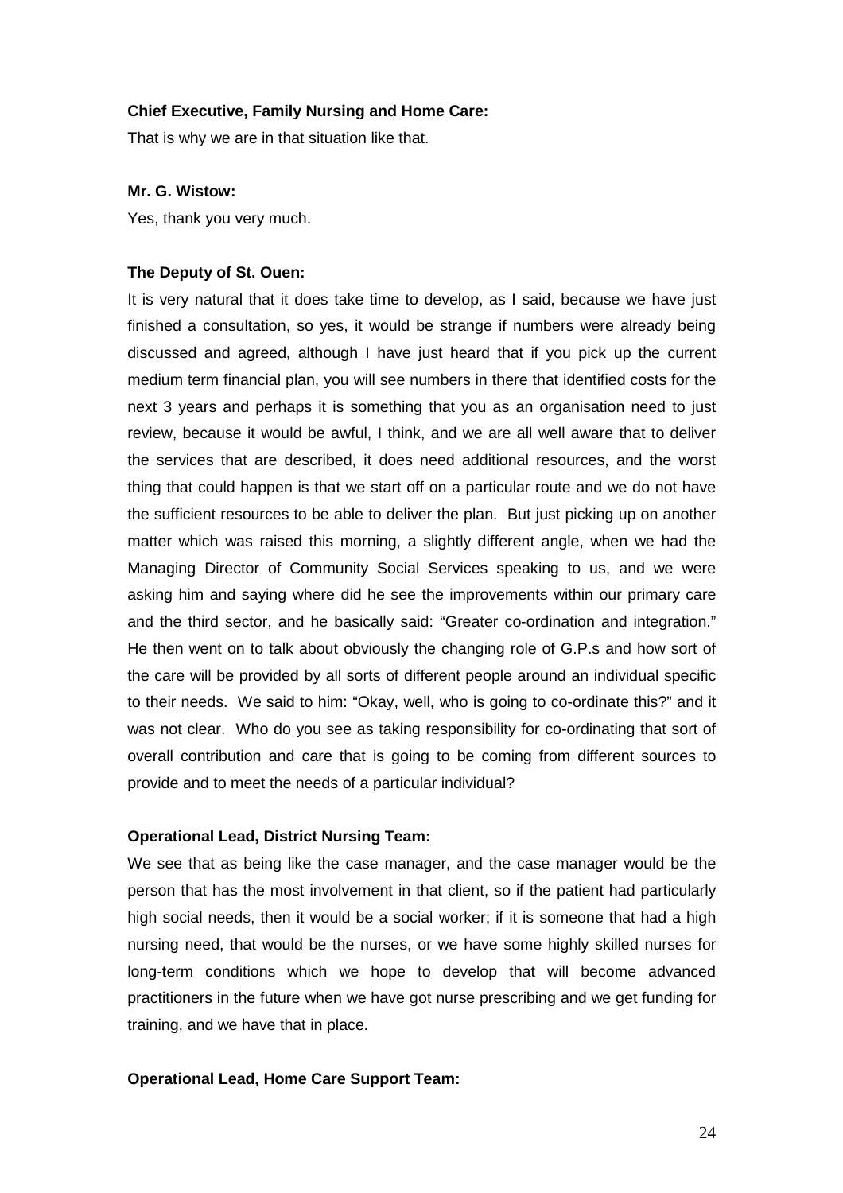**Chief Executive, Family Nursing and Home Care:**

That is why we are in that situation like that.

**Mr. G. Wistow:**

Yes, thank you very much.

**The Deputy of St. Ouen:**

It is very natural that it does take time to develop, as I said, because we have just finished a consultation, so yes, it would be strange if numbers were already being discussed and agreed, although I have just heard that if you pick up the current medium term financial plan, you will see numbers in there that identified costs for the next 3 years and perhaps it is something that you as an organisation need to just review, because it would be awful, I think, and we are all well aware that to deliver the services that are described, it does need additional resources, and the worst thing that could happen is that we start off on a particular route and we do not have the sufficient resources to be able to deliver the plan. But just picking up on another matter which was raised this morning, a slightly different angle, when we had the Managing Director of Community Social Services speaking to us, and we were asking him and saying where did he see the improvements within our primary care and the third sector, and he basically said: "Greater co-ordination and integration." He then went on to talk about obviously the changing role of G.P.s and how sort of the care will be provided by all sorts of different people around an individual specific to their needs. We said to him: "Okay, well, who is going to co-ordinate this?" and it was not clear. Who do you see as taking responsibility for co-ordinating that sort of overall contribution and care that is going to be coming from different sources to provide and to meet the needs of a particular individual?

**Operational Lead, District Nursing Team:**

We see that as being like the case manager, and the case manager would be the person that has the most involvement in that client, so if the patient had particularly high social needs, then it would be a social worker; if it is someone that had a high nursing need, that would be the nurses, or we have some highly skilled nurses for long-term conditions which we hope to develop that will become advanced practitioners in the future when we have got nurse prescribing and we get funding for training, and we have that in place.

**Operational Lead, Home Care Support Team:**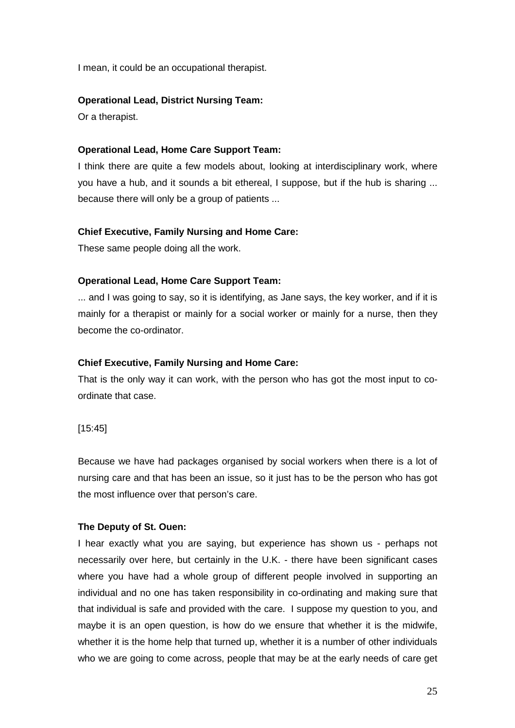I mean, it could be an occupational therapist.

**Operational Lead, District Nursing Team:**

Or a therapist.

**Operational Lead, Home Care Support Team:**

I think there are quite a few models about, looking at interdisciplinary work, where you have a hub, and it sounds a bit ethereal, I suppose, but if the hub is sharing ... because there will only be a group of patients ...

**Chief Executive, Family Nursing and Home Care:**

These same people doing all the work.

**Operational Lead, Home Care Support Team:**

... and I was going to say, so it is identifying, as Jane says, the key worker, and if it is mainly for a therapist or mainly for a social worker or mainly for a nurse, then they become the co-ordinator.

**Chief Executive, Family Nursing and Home Care:**

That is the only way it can work, with the person who has got the most input to co-ordinate that case.

[15:45]

Because we have had packages organised by social workers when there is a lot of nursing care and that has been an issue, so it just has to be the person who has got the most influence over that person's care.

**The Deputy of St. Ouen:**

I hear exactly what you are saying, but experience has shown us - perhaps not necessarily over here, but certainly in the U.K. - there have been significant cases where you have had a whole group of different people involved in supporting an individual and no one has taken responsibility in co-ordinating and making sure that that individual is safe and provided with the care. I suppose my question to you, and maybe it is an open question, is how do we ensure that whether it is the midwife, whether it is the home help that turned up, whether it is a number of other individuals who we are going to come across, people that may be at the early needs of care get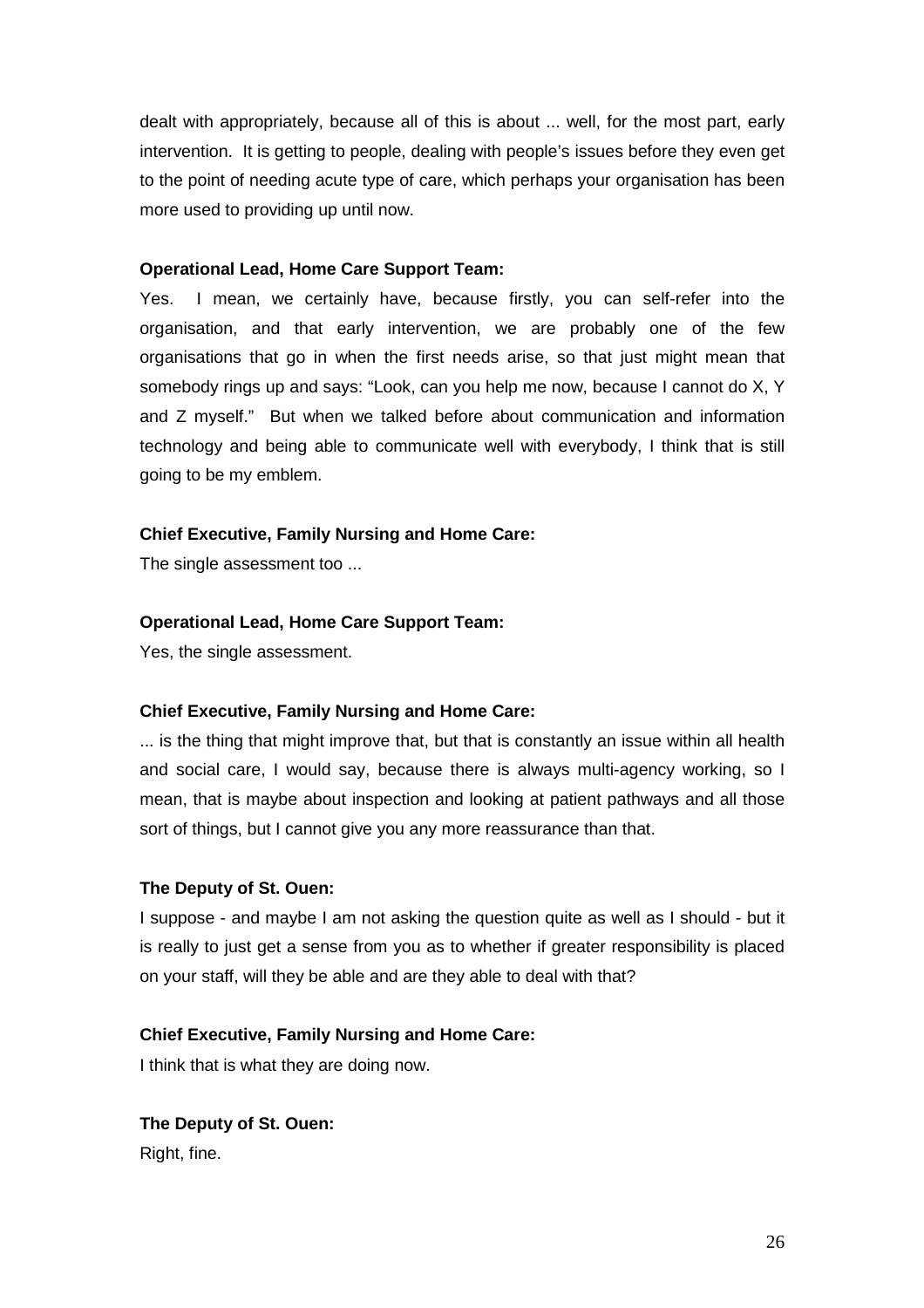dealt with appropriately, because all of this is about ... well, for the most part, early intervention. It is getting to people, dealing with people's issues before they even get to the point of needing acute type of care, which perhaps your organisation has been more used to providing up until now.

**Operational Lead, Home Care Support Team:**

Yes. I mean, we certainly have, because firstly, you can self-refer into the organisation, and that early intervention, we are probably one of the few organisations that go in when the first needs arise, so that just might mean that somebody rings up and says: "Look, can you help me now, because I cannot do X, Y and Z myself." But when we talked before about communication and information technology and being able to communicate well with everybody, I think that is still going to be my emblem.

**Chief Executive, Family Nursing and Home Care:**

The single assessment too ...

**Operational Lead, Home Care Support Team:**

Yes, the single assessment.

**Chief Executive, Family Nursing and Home Care:**

... is the thing that might improve that, but that is constantly an issue within all health and social care, I would say, because there is always multi-agency working, so I mean, that is maybe about inspection and looking at patient pathways and all those sort of things, but I cannot give you any more reassurance than that.

**The Deputy of St. Ouen:**

I suppose - and maybe I am not asking the question quite as well as I should - but it is really to just get a sense from you as to whether if greater responsibility is placed on your staff, will they be able and are they able to deal with that?

**Chief Executive, Family Nursing and Home Care:**

I think that is what they are doing now.

**The Deputy of St. Ouen:**

Right, fine.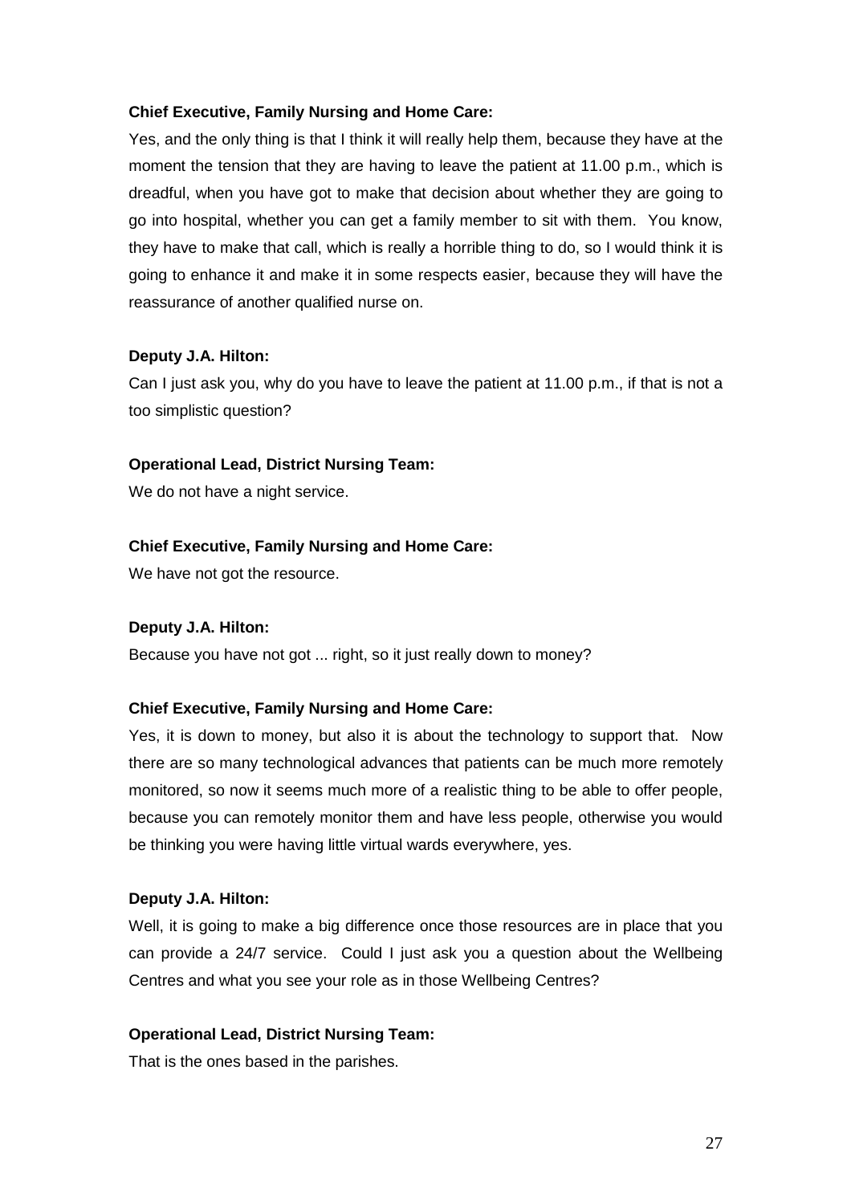**Chief Executive, Family Nursing and Home Care:**

Yes, and the only thing is that I think it will really help them, because they have at the moment the tension that they are having to leave the patient at 11.00 p.m., which is dreadful, when you have got to make that decision about whether they are going to go into hospital, whether you can get a family member to sit with them. You know, they have to make that call, which is really a horrible thing to do, so I would think it is going to enhance it and make it in some respects easier, because they will have the reassurance of another qualified nurse on.

**Deputy J.A. Hilton:**

Can I just ask you, why do you have to leave the patient at 11.00 p.m., if that is not a too simplistic question?

**Operational Lead, District Nursing Team:**

We do not have a night service.

**Chief Executive, Family Nursing and Home Care:**

We have not got the resource.

**Deputy J.A. Hilton:**

Because you have not got ... right, so it just really down to money?

**Chief Executive, Family Nursing and Home Care:**

Yes, it is down to money, but also it is about the technology to support that. Now there are so many technological advances that patients can be much more remotely monitored, so now it seems much more of a realistic thing to be able to offer people, because you can remotely monitor them and have less people, otherwise you would be thinking you were having little virtual wards everywhere, yes.

**Deputy J.A. Hilton:**

Well, it is going to make a big difference once those resources are in place that you can provide a 24/7 service. Could I just ask you a question about the Wellbeing Centres and what you see your role as in those Wellbeing Centres?

**Operational Lead, District Nursing Team:**

That is the ones based in the parishes.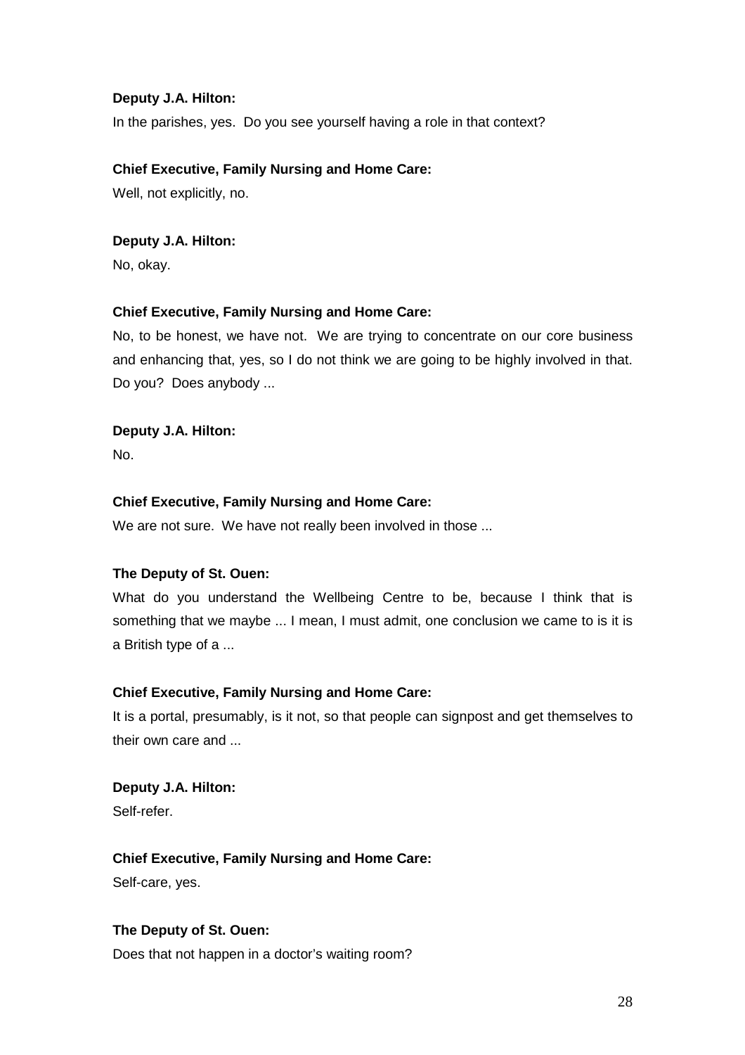**Deputy J.A. Hilton:**

In the parishes, yes. Do you see yourself having a role in that context?

**Chief Executive, Family Nursing and Home Care:**

Well, not explicitly, no.

**Deputy J.A. Hilton:**

No, okay.

**Chief Executive, Family Nursing and Home Care:**

No, to be honest, we have not. We are trying to concentrate on our core business and enhancing that, yes, so I do not think we are going to be highly involved in that. Do you? Does anybody ...

**Deputy J.A. Hilton:**

No.

**Chief Executive, Family Nursing and Home Care:**

We are not sure. We have not really been involved in those ...

**The Deputy of St. Ouen:**

What do you understand the Wellbeing Centre to be, because I think that is something that we maybe ... I mean, I must admit, one conclusion we came to is it is a British type of a ...

**Chief Executive, Family Nursing and Home Care:**

It is a portal, presumably, is it not, so that people can signpost and get themselves to their own care and ...

**Deputy J.A. Hilton:**

Self-refer.

**Chief Executive, Family Nursing and Home Care:**

Self-care, yes.

**The Deputy of St. Ouen:**

Does that not happen in a doctor's waiting room?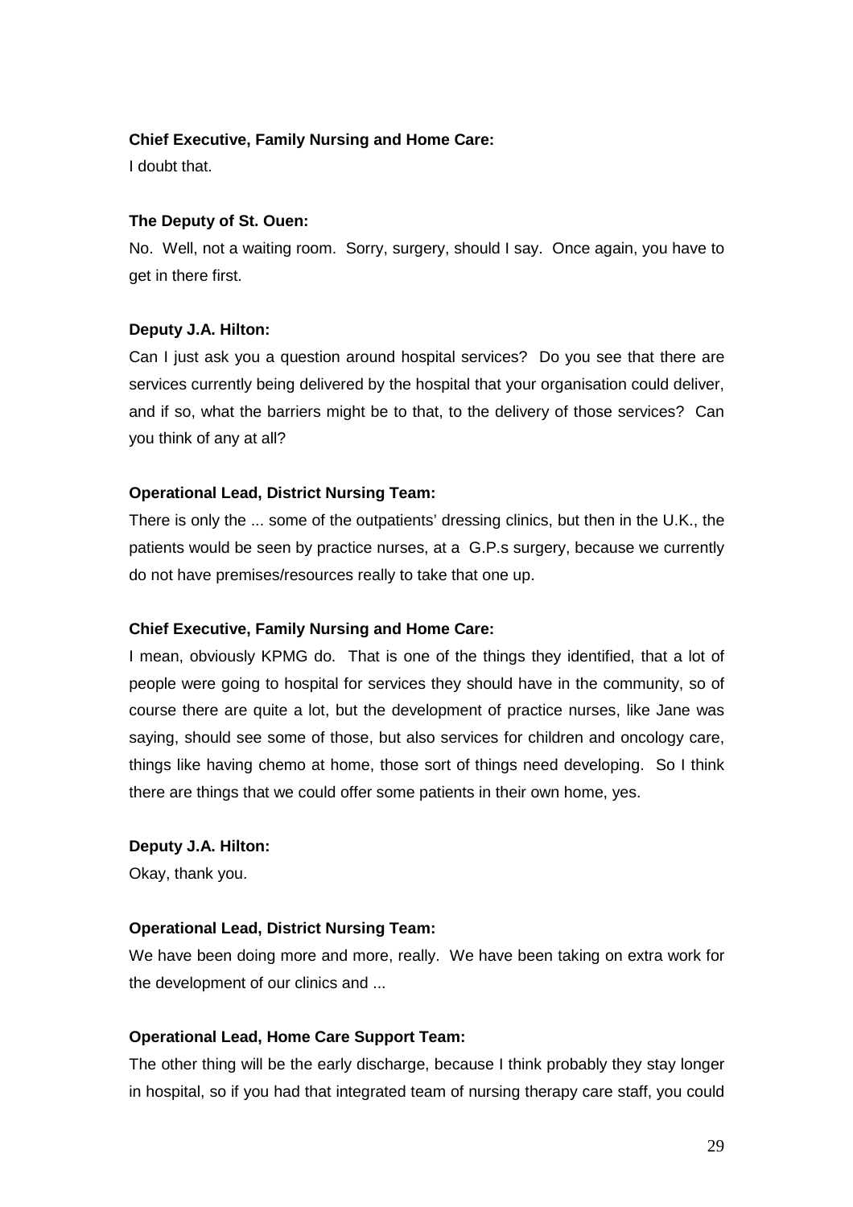**Chief Executive, Family Nursing and Home Care:**

I doubt that.

**The Deputy of St. Ouen:**

No. Well, not a waiting room. Sorry, surgery, should I say. Once again, you have to get in there first.

**Deputy J.A. Hilton:**

Can I just ask you a question around hospital services? Do you see that there are services currently being delivered by the hospital that your organisation could deliver, and if so, what the barriers might be to that, to the delivery of those services? Can you think of any at all?

**Operational Lead, District Nursing Team:**

There is only the ... some of the outpatients' dressing clinics, but then in the U.K., the patients would be seen by practice nurses, at a G.P.s surgery, because we currently do not have premises/resources really to take that one up.

**Chief Executive, Family Nursing and Home Care:**

I mean, obviously KPMG do. That is one of the things they identified, that a lot of people were going to hospital for services they should have in the community, so of course there are quite a lot, but the development of practice nurses, like Jane was saying, should see some of those, but also services for children and oncology care, things like having chemo at home, those sort of things need developing. So I think there are things that we could offer some patients in their own home, yes.

**Deputy J.A. Hilton:**

Okay, thank you.

**Operational Lead, District Nursing Team:**

We have been doing more and more, really. We have been taking on extra work for the development of our clinics and ...

**Operational Lead, Home Care Support Team:**

The other thing will be the early discharge, because I think probably they stay longer in hospital, so if you had that integrated team of nursing therapy care staff, you could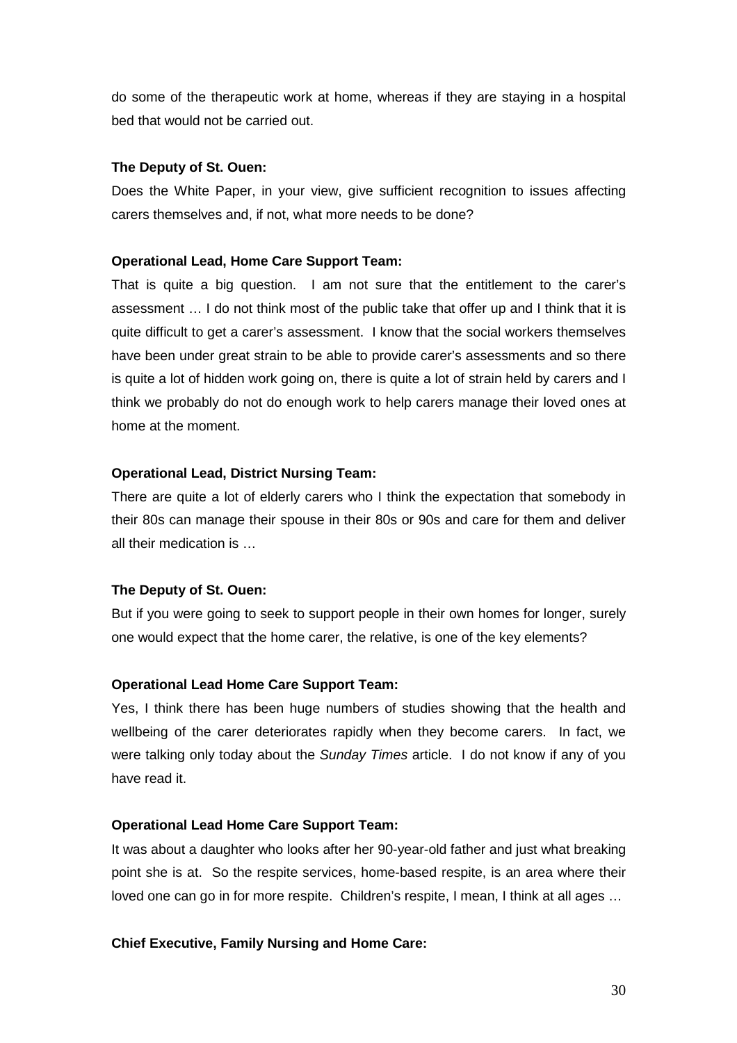do some of the therapeutic work at home, whereas if they are staying in a hospital bed that would not be carried out.

**The Deputy of St. Ouen:**

Does the White Paper, in your view, give sufficient recognition to issues affecting carers themselves and, if not, what more needs to be done?

**Operational Lead, Home Care Support Team:**

That is quite a big question. I am not sure that the entitlement to the carer's assessment … I do not think most of the public take that offer up and I think that it is quite difficult to get a carer's assessment. I know that the social workers themselves have been under great strain to be able to provide carer's assessments and so there is quite a lot of hidden work going on, there is quite a lot of strain held by carers and I think we probably do not do enough work to help carers manage their loved ones at home at the moment.

**Operational Lead, District Nursing Team:**

There are quite a lot of elderly carers who I think the expectation that somebody in their 80s can manage their spouse in their 80s or 90s and care for them and deliver all their medication is …

**The Deputy of St. Ouen:**

But if you were going to seek to support people in their own homes for longer, surely one would expect that the home carer, the relative, is one of the key elements?

**Operational Lead Home Care Support Team:**

Yes, I think there has been huge numbers of studies showing that the health and wellbeing of the carer deteriorates rapidly when they become carers. In fact, we were talking only today about the *Sunday Times* article. I do not know if any of you have read it.

**Operational Lead Home Care Support Team:**

It was about a daughter who looks after her 90-year-old father and just what breaking point she is at. So the respite services, home-based respite, is an area where their loved one can go in for more respite. Children's respite, I mean, I think at all ages …

**Chief Executive, Family Nursing and Home Care:**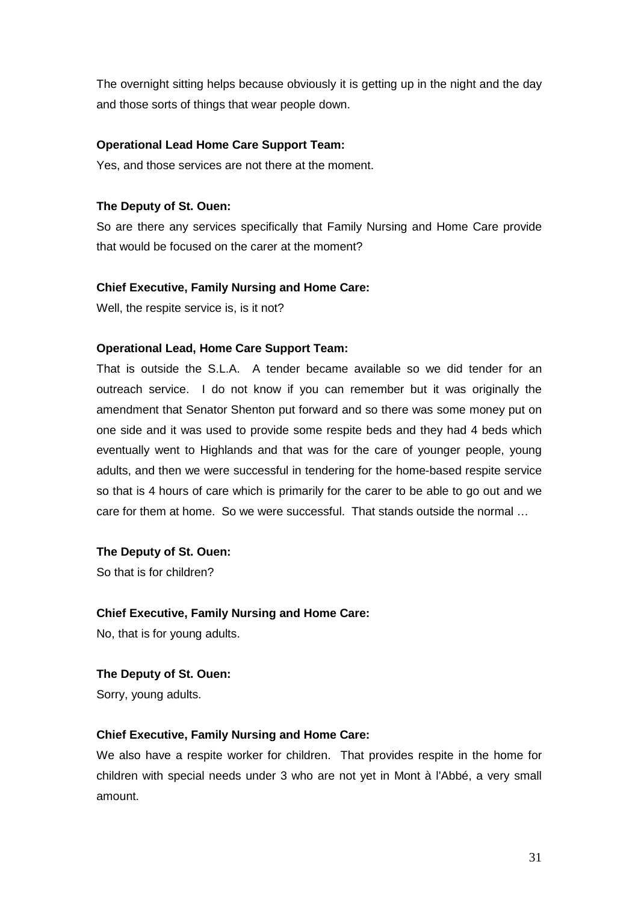The overnight sitting helps because obviously it is getting up in the night and the day and those sorts of things that wear people down.

**Operational Lead Home Care Support Team:**

Yes, and those services are not there at the moment.

**The Deputy of St. Ouen:**

So are there any services specifically that Family Nursing and Home Care provide that would be focused on the carer at the moment?

**Chief Executive, Family Nursing and Home Care:**

Well, the respite service is, is it not?

**Operational Lead, Home Care Support Team:**

That is outside the S.L.A. A tender became available so we did tender for an outreach service. I do not know if you can remember but it was originally the amendment that Senator Shenton put forward and so there was some money put on one side and it was used to provide some respite beds and they had 4 beds which eventually went to Highlands and that was for the care of younger people, young adults, and then we were successful in tendering for the home-based respite service so that is 4 hours of care which is primarily for the carer to be able to go out and we care for them at home. So we were successful. That stands outside the normal …

**The Deputy of St. Ouen:**

So that is for children?

**Chief Executive, Family Nursing and Home Care:**

No, that is for young adults.

**The Deputy of St. Ouen:**

Sorry, young adults.

**Chief Executive, Family Nursing and Home Care:**

We also have a respite worker for children. That provides respite in the home for children with special needs under 3 who are not yet in Mont à l'Abbé, a very small amount.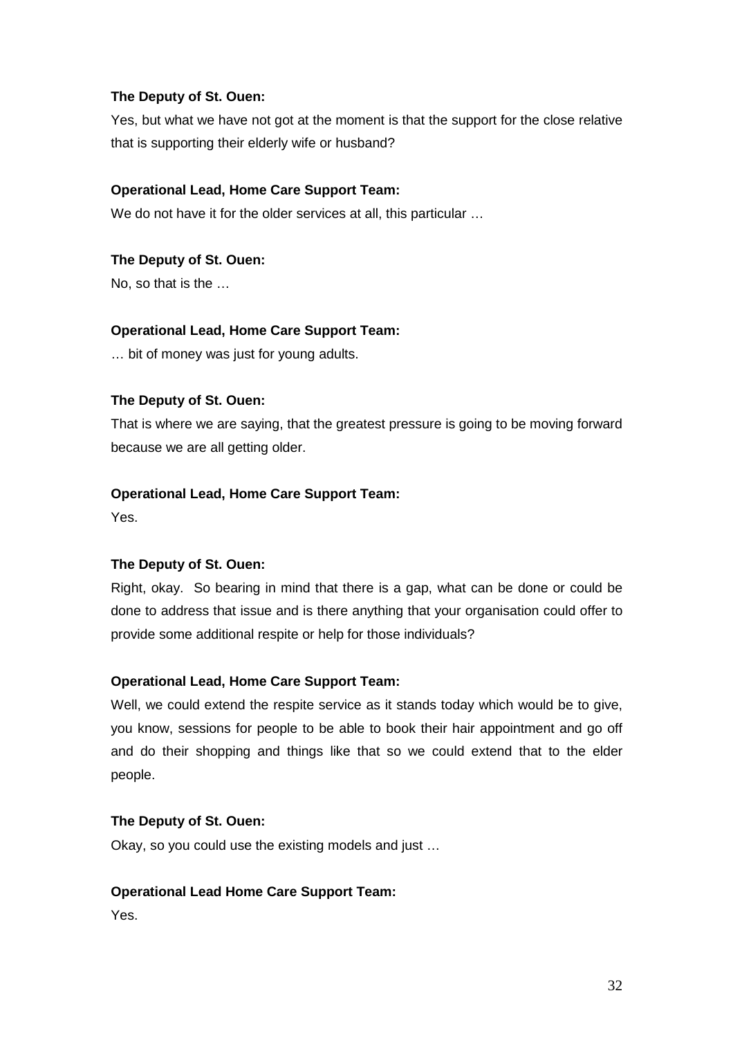**The Deputy of St. Ouen:**

Yes, but what we have not got at the moment is that the support for the close relative that is supporting their elderly wife or husband?

**Operational Lead, Home Care Support Team:**

We do not have it for the older services at all, this particular …

**The Deputy of St. Ouen:**

No, so that is the …

**Operational Lead, Home Care Support Team:**

… bit of money was just for young adults.

**The Deputy of St. Ouen:**

That is where we are saying, that the greatest pressure is going to be moving forward because we are all getting older.

**Operational Lead, Home Care Support Team:**

Yes.

**The Deputy of St. Ouen:**

Right, okay. So bearing in mind that there is a gap, what can be done or could be done to address that issue and is there anything that your organisation could offer to provide some additional respite or help for those individuals?

**Operational Lead, Home Care Support Team:**

Well, we could extend the respite service as it stands today which would be to give, you know, sessions for people to be able to book their hair appointment and go off and do their shopping and things like that so we could extend that to the elder people.

**The Deputy of St. Ouen:**

Okay, so you could use the existing models and just …

**Operational Lead Home Care Support Team:**

Yes.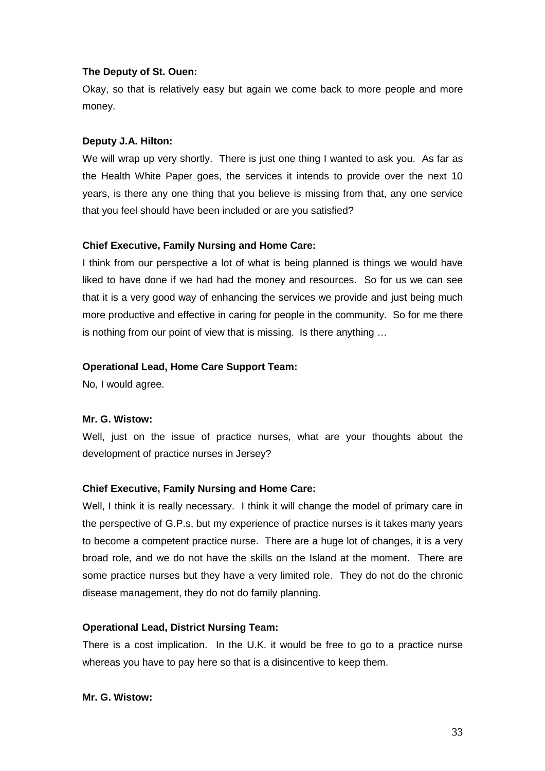**The Deputy of St. Ouen:**

Okay, so that is relatively easy but again we come back to more people and more money.

**Deputy J.A. Hilton:**

We will wrap up very shortly. There is just one thing I wanted to ask you. As far as the Health White Paper goes, the services it intends to provide over the next 10 years, is there any one thing that you believe is missing from that, any one service that you feel should have been included or are you satisfied?

**Chief Executive, Family Nursing and Home Care:**

I think from our perspective a lot of what is being planned is things we would have liked to have done if we had had the money and resources. So for us we can see that it is a very good way of enhancing the services we provide and just being much more productive and effective in caring for people in the community. So for me there is nothing from our point of view that is missing. Is there anything …

**Operational Lead, Home Care Support Team:**

No, I would agree.

**Mr. G. Wistow:**

Well, just on the issue of practice nurses, what are your thoughts about the development of practice nurses in Jersey?

**Chief Executive, Family Nursing and Home Care:**

Well, I think it is really necessary. I think it will change the model of primary care in the perspective of G.P.s, but my experience of practice nurses is it takes many years to become a competent practice nurse. There are a huge lot of changes, it is a very broad role, and we do not have the skills on the Island at the moment. There are some practice nurses but they have a very limited role. They do not do the chronic disease management, they do not do family planning.

**Operational Lead, District Nursing Team:**

There is a cost implication. In the U.K. it would be free to go to a practice nurse whereas you have to pay here so that is a disincentive to keep them.

**Mr. G. Wistow:**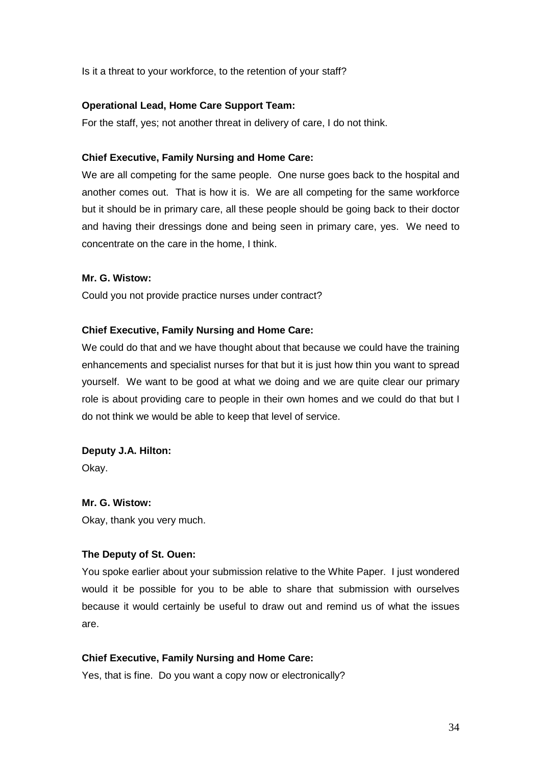Is it a threat to your workforce, to the retention of your staff?

**Operational Lead, Home Care Support Team:**

For the staff, yes; not another threat in delivery of care, I do not think.

**Chief Executive, Family Nursing and Home Care:**

We are all competing for the same people. One nurse goes back to the hospital and another comes out. That is how it is. We are all competing for the same workforce but it should be in primary care, all these people should be going back to their doctor and having their dressings done and being seen in primary care, yes. We need to concentrate on the care in the home, I think.

**Mr. G. Wistow:**

Could you not provide practice nurses under contract?

**Chief Executive, Family Nursing and Home Care:**

We could do that and we have thought about that because we could have the training enhancements and specialist nurses for that but it is just how thin you want to spread yourself. We want to be good at what we doing and we are quite clear our primary role is about providing care to people in their own homes and we could do that but I do not think we would be able to keep that level of service.

**Deputy J.A. Hilton:**

Okay.

**Mr. G. Wistow:**

Okay, thank you very much.

**The Deputy of St. Ouen:**

You spoke earlier about your submission relative to the White Paper. I just wondered would it be possible for you to be able to share that submission with ourselves because it would certainly be useful to draw out and remind us of what the issues are.

**Chief Executive, Family Nursing and Home Care:**

Yes, that is fine. Do you want a copy now or electronically?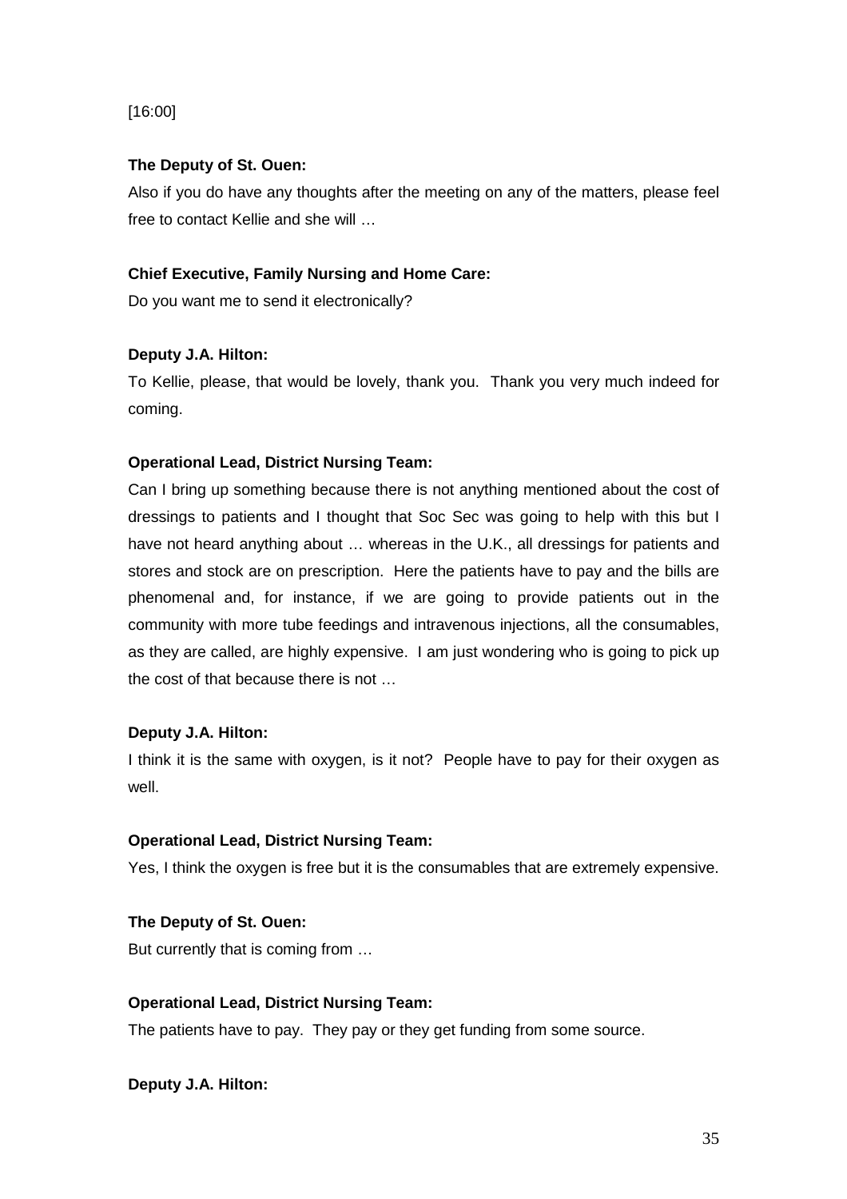[16:00]

**The Deputy of St. Ouen:**

Also if you do have any thoughts after the meeting on any of the matters, please feel free to contact Kellie and she will …

**Chief Executive, Family Nursing and Home Care:**

Do you want me to send it electronically?

**Deputy J.A. Hilton:**

To Kellie, please, that would be lovely, thank you. Thank you very much indeed for coming.

**Operational Lead, District Nursing Team:**

Can I bring up something because there is not anything mentioned about the cost of dressings to patients and I thought that Soc Sec was going to help with this but I have not heard anything about … whereas in the U.K., all dressings for patients and stores and stock are on prescription. Here the patients have to pay and the bills are phenomenal and, for instance, if we are going to provide patients out in the community with more tube feedings and intravenous injections, all the consumables, as they are called, are highly expensive. I am just wondering who is going to pick up the cost of that because there is not …

**Deputy J.A. Hilton:**

I think it is the same with oxygen, is it not? People have to pay for their oxygen as well.

**Operational Lead, District Nursing Team:**

Yes, I think the oxygen is free but it is the consumables that are extremely expensive.

**The Deputy of St. Ouen:**

But currently that is coming from …

**Operational Lead, District Nursing Team:**

The patients have to pay. They pay or they get funding from some source.

**Deputy J.A. Hilton:**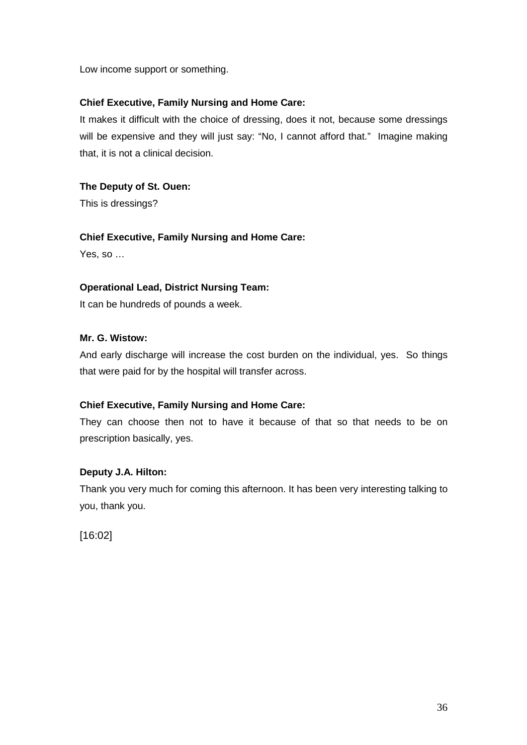Low income support or something.

**Chief Executive, Family Nursing and Home Care:**

It makes it difficult with the choice of dressing, does it not, because some dressings will be expensive and they will just say: "No, I cannot afford that." Imagine making that, it is not a clinical decision.

**The Deputy of St. Ouen:**

This is dressings?

**Chief Executive, Family Nursing and Home Care:**

Yes, so …

**Operational Lead, District Nursing Team:**

It can be hundreds of pounds a week.

**Mr. G. Wistow:**

And early discharge will increase the cost burden on the individual, yes. So things that were paid for by the hospital will transfer across.

**Chief Executive, Family Nursing and Home Care:**

They can choose then not to have it because of that so that needs to be on prescription basically, yes.

**Deputy J.A. Hilton:**

Thank you very much for coming this afternoon. It has been very interesting talking to you, thank you.

[16:02]